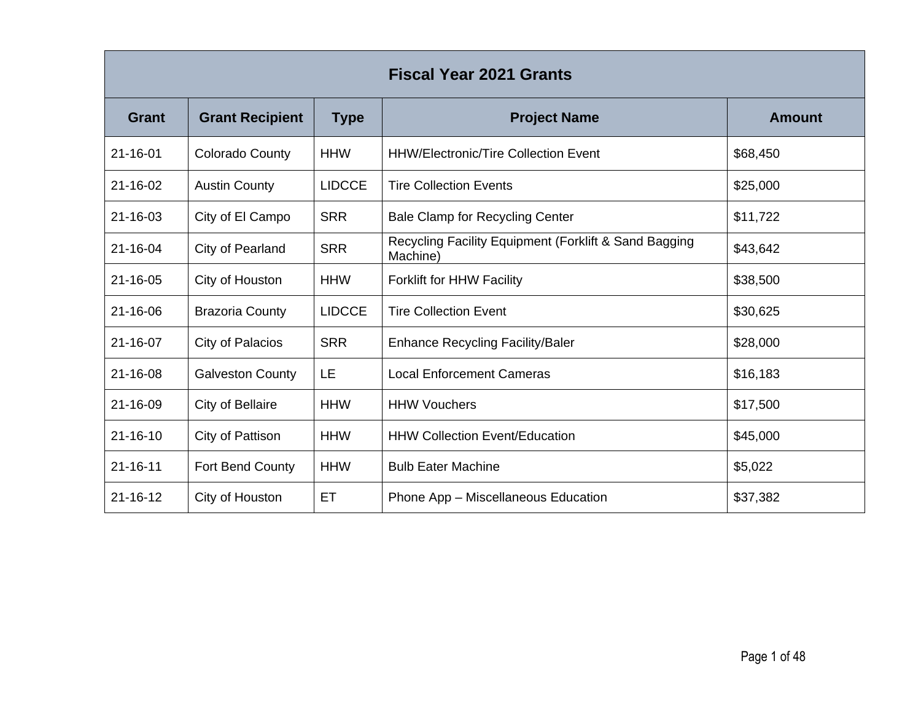| Fiscal Year 2021 Grants | | | | |
|---|---|---|---|---|
| **Grant** | **Grant Recipient** | **Type** | **Project Name** | **Amount** |
| 21-16-01 | Colorado County | HHW | HHW/Electronic/Tire Collection Event | $68,450 |
| 21-16-02 | Austin County | LIDCCE | Tire Collection Events | $25,000 |
| 21-16-03 | City of El Campo | SRR | Bale Clamp for Recycling Center | $11,722 |
| 21-16-04 | City of Pearland | SRR | Recycling Facility Equipment (Forklift & Sand Bagging Machine) | $43,642 |
| 21-16-05 | City of Houston | HHW | Forklift for HHW Facility | $38,500 |
| 21-16-06 | Brazoria County | LIDCCE | Tire Collection Event | $30,625 |
| 21-16-07 | City of Palacios | SRR | Enhance Recycling Facility/Baler | $28,000 |
| 21-16-08 | Galveston County | LE | Local Enforcement Cameras | $16,183 |
| 21-16-09 | City of Bellaire | HHW | HHW Vouchers | $17,500 |
| 21-16-10 | City of Pattison | HHW | HHW Collection Event/Education | $45,000 |
| 21-16-11 | Fort Bend County | HHW | Bulb Eater Machine | $5,022 |
| 21-16-12 | City of Houston | ET | Phone App – Miscellaneous Education | $37,382 |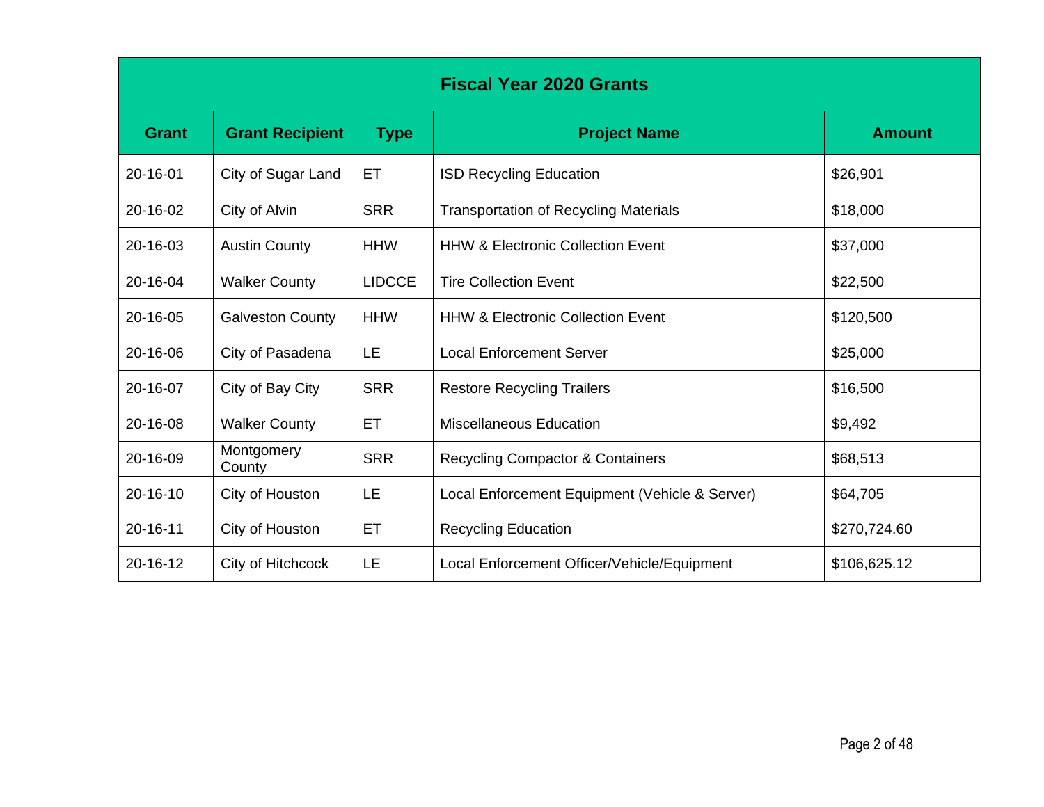| Fiscal Year 2020 Grants | | | | |
|---|---|---|---|---|
| **Grant** | **Grant Recipient** | **Type** | **Project Name** | **Amount** |
| 20-16-01 | City of Sugar Land | ET | ISD Recycling Education | $26,901 |
| 20-16-02 | City of Alvin | SRR | Transportation of Recycling Materials | $18,000 |
| 20-16-03 | Austin County | HHW | HHW & Electronic Collection Event | $37,000 |
| 20-16-04 | Walker County | LIDCCE | Tire Collection Event | $22,500 |
| 20-16-05 | Galveston County | HHW | HHW & Electronic Collection Event | $120,500 |
| 20-16-06 | City of Pasadena | LE | Local Enforcement Server | $25,000 |
| 20-16-07 | City of Bay City | SRR | Restore Recycling Trailers | $16,500 |
| 20-16-08 | Walker County | ET | Miscellaneous Education | $9,492 |
| 20-16-09 | Montgomery County | SRR | Recycling Compactor & Containers | $68,513 |
| 20-16-10 | City of Houston | LE | Local Enforcement Equipment (Vehicle & Server) | $64,705 |
| 20-16-11 | City of Houston | ET | Recycling Education | $270,724.60 |
| 20-16-12 | City of Hitchcock | LE | Local Enforcement Officer/Vehicle/Equipment | $106,625.12 |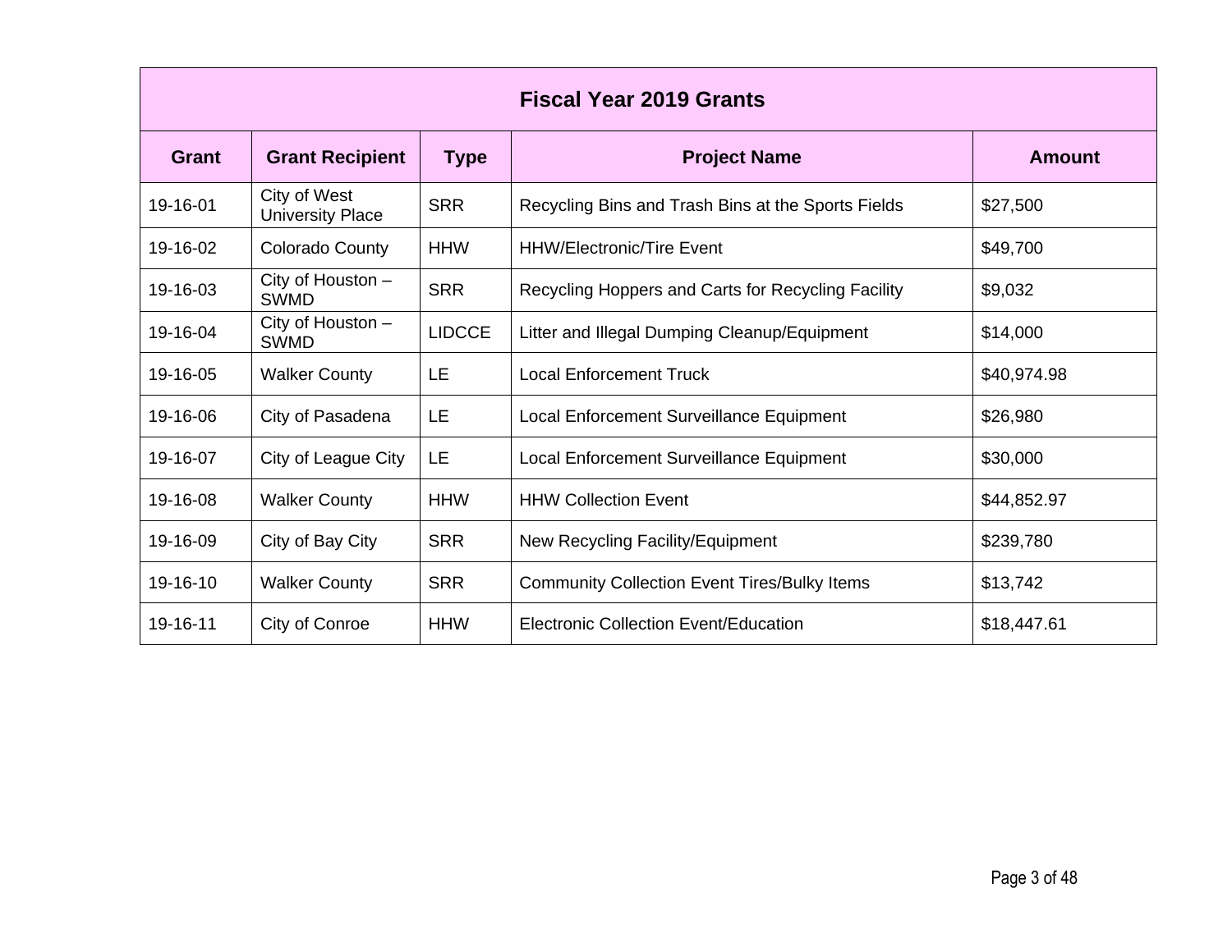| Fiscal Year 2019 Grants | | | | |
|---|---|---|---|---|
| **Grant** | **Grant Recipient** | **Type** | **Project Name** | **Amount** |
| 19-16-01 | City of West University Place | SRR | Recycling Bins and Trash Bins at the Sports Fields | $27,500 |
| 19-16-02 | Colorado County | HHW | HHW/Electronic/Tire Event | $49,700 |
| 19-16-03 | City of Houston – SWMD | SRR | Recycling Hoppers and Carts for Recycling Facility | $9,032 |
| 19-16-04 | City of Houston – SWMD | LIDCCE | Litter and Illegal Dumping Cleanup/Equipment | $14,000 |
| 19-16-05 | Walker County | LE | Local Enforcement Truck | $40,974.98 |
| 19-16-06 | City of Pasadena | LE | Local Enforcement Surveillance Equipment | $26,980 |
| 19-16-07 | City of League City | LE | Local Enforcement Surveillance Equipment | $30,000 |
| 19-16-08 | Walker County | HHW | HHW Collection Event | $44,852.97 |
| 19-16-09 | City of Bay City | SRR | New Recycling Facility/Equipment | $239,780 |
| 19-16-10 | Walker County | SRR | Community Collection Event Tires/Bulky Items | $13,742 |
| 19-16-11 | City of Conroe | HHW | Electronic Collection Event/Education | $18,447.61 |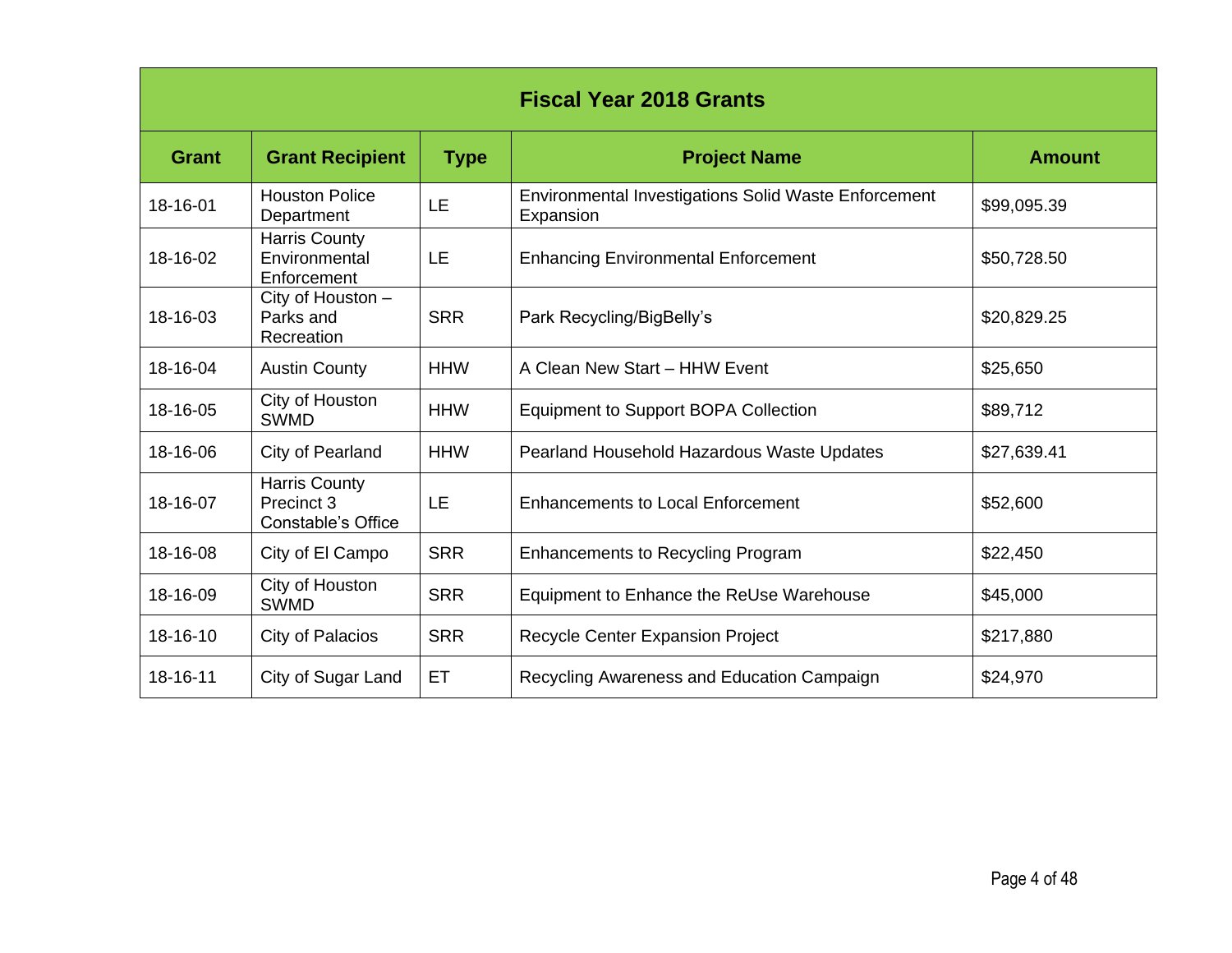| Fiscal Year 2018 Grants | | | | |
|---|---|---|---|---|
| **Grant** | **Grant Recipient** | **Type** | **Project Name** | **Amount** |
| 18-16-01 | Houston Police Department | LE | Environmental Investigations Solid Waste Enforcement Expansion | $99,095.39 |
| 18-16-02 | Harris County Environmental Enforcement | LE | Enhancing Environmental Enforcement | $50,728.50 |
| 18-16-03 | City of Houston – Parks and Recreation | SRR | Park Recycling/BigBelly's | $20,829.25 |
| 18-16-04 | Austin County | HHW | A Clean New Start – HHW Event | $25,650 |
| 18-16-05 | City of Houston SWMD | HHW | Equipment to Support BOPA Collection | $89,712 |
| 18-16-06 | City of Pearland | HHW | Pearland Household Hazardous Waste Updates | $27,639.41 |
| 18-16-07 | Harris County Precinct 3 Constable's Office | LE | Enhancements to Local Enforcement | $52,600 |
| 18-16-08 | City of El Campo | SRR | Enhancements to Recycling Program | $22,450 |
| 18-16-09 | City of Houston SWMD | SRR | Equipment to Enhance the ReUse Warehouse | $45,000 |
| 18-16-10 | City of Palacios | SRR | Recycle Center Expansion Project | $217,880 |
| 18-16-11 | City of Sugar Land | ET | Recycling Awareness and Education Campaign | $24,970 |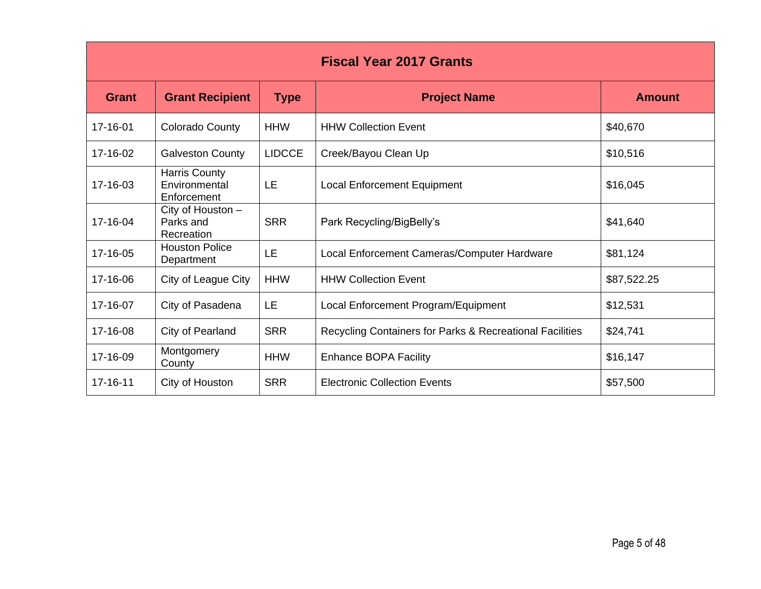| Fiscal Year 2017 Grants | | | | |
|---|---|---|---|---|
| **Grant** | **Grant Recipient** | **Type** | **Project Name** | **Amount** |
| 17-16-01 | Colorado County | HHW | HHW Collection Event | $40,670 |
| 17-16-02 | Galveston County | LIDCCE | Creek/Bayou Clean Up | $10,516 |
| 17-16-03 | Harris County Environmental Enforcement | LE | Local Enforcement Equipment | $16,045 |
| 17-16-04 | City of Houston – Parks and Recreation | SRR | Park Recycling/BigBelly's | $41,640 |
| 17-16-05 | Houston Police Department | LE | Local Enforcement Cameras/Computer Hardware | $81,124 |
| 17-16-06 | City of League City | HHW | HHW Collection Event | $87,522.25 |
| 17-16-07 | City of Pasadena | LE | Local Enforcement Program/Equipment | $12,531 |
| 17-16-08 | City of Pearland | SRR | Recycling Containers for Parks & Recreational Facilities | $24,741 |
| 17-16-09 | Montgomery County | HHW | Enhance BOPA Facility | $16,147 |
| 17-16-11 | City of Houston | SRR | Electronic Collection Events | $57,500 |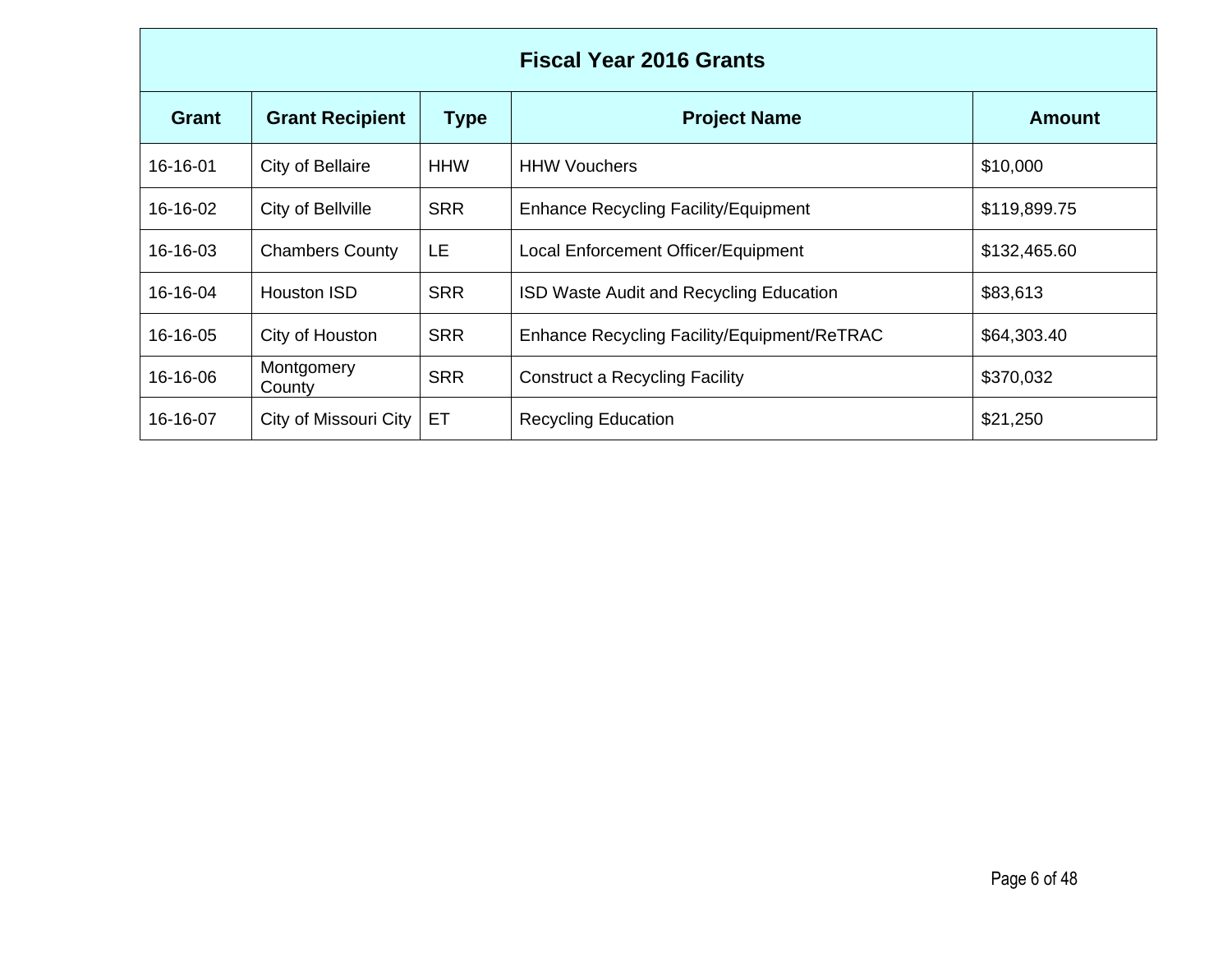| Fiscal Year 2016 Grants | | | | |
|---|---|---|---|---|
| **Grant** | **Grant Recipient** | **Type** | **Project Name** | **Amount** |
| 16-16-01 | City of Bellaire | HHW | HHW Vouchers | $10,000 |
| 16-16-02 | City of Bellville | SRR | Enhance Recycling Facility/Equipment | $119,899.75 |
| 16-16-03 | Chambers County | LE | Local Enforcement Officer/Equipment | $132,465.60 |
| 16-16-04 | Houston ISD | SRR | ISD Waste Audit and Recycling Education | $83,613 |
| 16-16-05 | City of Houston | SRR | Enhance Recycling Facility/Equipment/ReTRAC | $64,303.40 |
| 16-16-06 | Montgomery County | SRR | Construct a Recycling Facility | $370,032 |
| 16-16-07 | City of Missouri City | ET | Recycling Education | $21,250 |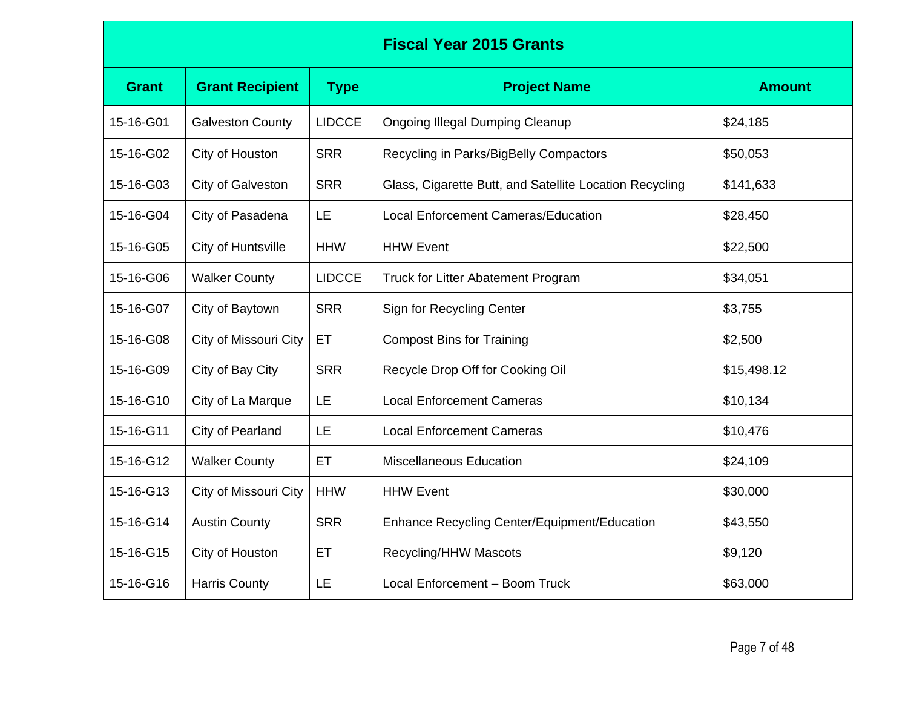| Fiscal Year 2015 Grants | | | | |
|---|---|---|---|---|
| **Grant** | **Grant Recipient** | **Type** | **Project Name** | **Amount** |
| 15-16-G01 | Galveston County | LIDCCE | Ongoing Illegal Dumping Cleanup | $24,185 |
| 15-16-G02 | City of Houston | SRR | Recycling in Parks/BigBelly Compactors | $50,053 |
| 15-16-G03 | City of Galveston | SRR | Glass, Cigarette Butt, and Satellite Location Recycling | $141,633 |
| 15-16-G04 | City of Pasadena | LE | Local Enforcement Cameras/Education | $28,450 |
| 15-16-G05 | City of Huntsville | HHW | HHW Event | $22,500 |
| 15-16-G06 | Walker County | LIDCCE | Truck for Litter Abatement Program | $34,051 |
| 15-16-G07 | City of Baytown | SRR | Sign for Recycling Center | $3,755 |
| 15-16-G08 | City of Missouri City | ET | Compost Bins for Training | $2,500 |
| 15-16-G09 | City of Bay City | SRR | Recycle Drop Off for Cooking Oil | $15,498.12 |
| 15-16-G10 | City of La Marque | LE | Local Enforcement Cameras | $10,134 |
| 15-16-G11 | City of Pearland | LE | Local Enforcement Cameras | $10,476 |
| 15-16-G12 | Walker County | ET | Miscellaneous Education | $24,109 |
| 15-16-G13 | City of Missouri City | HHW | HHW Event | $30,000 |
| 15-16-G14 | Austin County | SRR | Enhance Recycling Center/Equipment/Education | $43,550 |
| 15-16-G15 | City of Houston | ET | Recycling/HHW Mascots | $9,120 |
| 15-16-G16 | Harris County | LE | Local Enforcement – Boom Truck | $63,000 |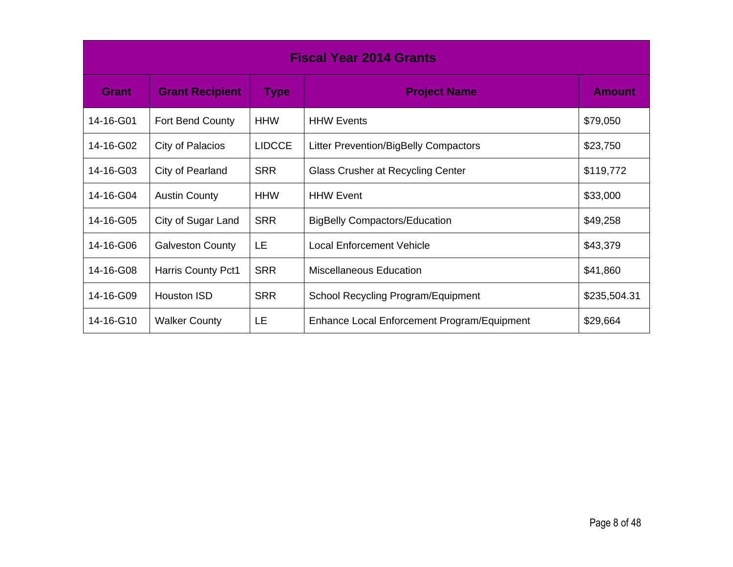| Fiscal Year 2014 Grants | | | | |
|---|---|---|---|---|
| **Grant** | **Grant Recipient** | **Type** | **Project Name** | **Amount** |
| 14-16-G01 | Fort Bend County | HHW | HHW Events | $79,050 |
| 14-16-G02 | City of Palacios | LIDCCE | Litter Prevention/BigBelly Compactors | $23,750 |
| 14-16-G03 | City of Pearland | SRR | Glass Crusher at Recycling Center | $119,772 |
| 14-16-G04 | Austin County | HHW | HHW Event | $33,000 |
| 14-16-G05 | City of Sugar Land | SRR | BigBelly Compactors/Education | $49,258 |
| 14-16-G06 | Galveston County | LE | Local Enforcement Vehicle | $43,379 |
| 14-16-G08 | Harris County Pct1 | SRR | Miscellaneous Education | $41,860 |
| 14-16-G09 | Houston ISD | SRR | School Recycling Program/Equipment | $235,504.31 |
| 14-16-G10 | Walker County | LE | Enhance Local Enforcement Program/Equipment | $29,664 |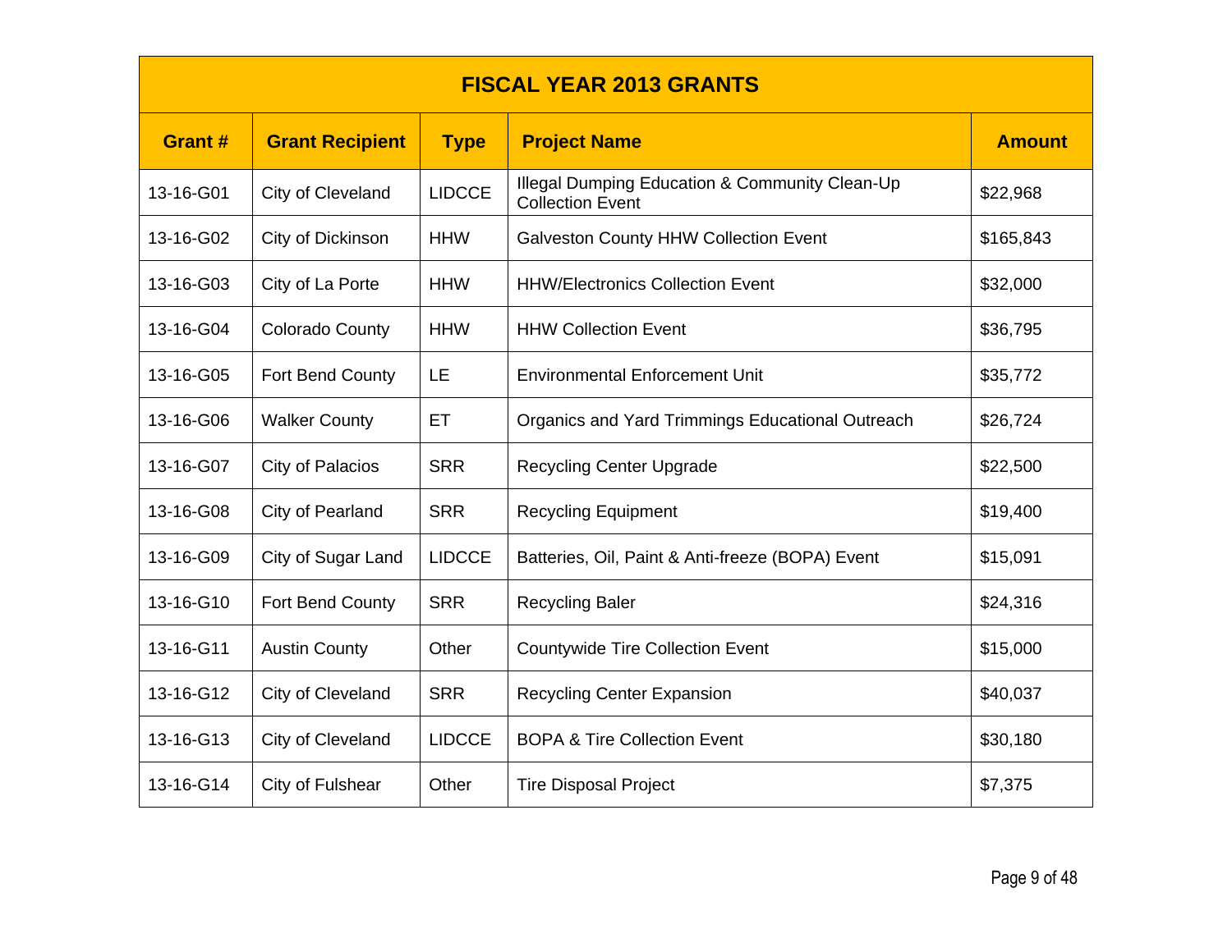| FISCAL YEAR 2013 GRANTS | | | | |
|---|---|---|---|---|
| **Grant #** | **Grant Recipient** | **Type** | **Project Name** | **Amount** |
| 13-16-G01 | City of Cleveland | LIDCCE | Illegal Dumping Education & Community Clean-Up Collection Event | $22,968 |
| 13-16-G02 | City of Dickinson | HHW | Galveston County HHW Collection Event | $165,843 |
| 13-16-G03 | City of La Porte | HHW | HHW/Electronics Collection Event | $32,000 |
| 13-16-G04 | Colorado County | HHW | HHW Collection Event | $36,795 |
| 13-16-G05 | Fort Bend County | LE | Environmental Enforcement Unit | $35,772 |
| 13-16-G06 | Walker County | ET | Organics and Yard Trimmings Educational Outreach | $26,724 |
| 13-16-G07 | City of Palacios | SRR | Recycling Center Upgrade | $22,500 |
| 13-16-G08 | City of Pearland | SRR | Recycling Equipment | $19,400 |
| 13-16-G09 | City of Sugar Land | LIDCCE | Batteries, Oil, Paint & Anti-freeze (BOPA) Event | $15,091 |
| 13-16-G10 | Fort Bend County | SRR | Recycling Baler | $24,316 |
| 13-16-G11 | Austin County | Other | Countywide Tire Collection Event | $15,000 |
| 13-16-G12 | City of Cleveland | SRR | Recycling Center Expansion | $40,037 |
| 13-16-G13 | City of Cleveland | LIDCCE | BOPA & Tire Collection Event | $30,180 |
| 13-16-G14 | City of Fulshear | Other | Tire Disposal Project | $7,375 |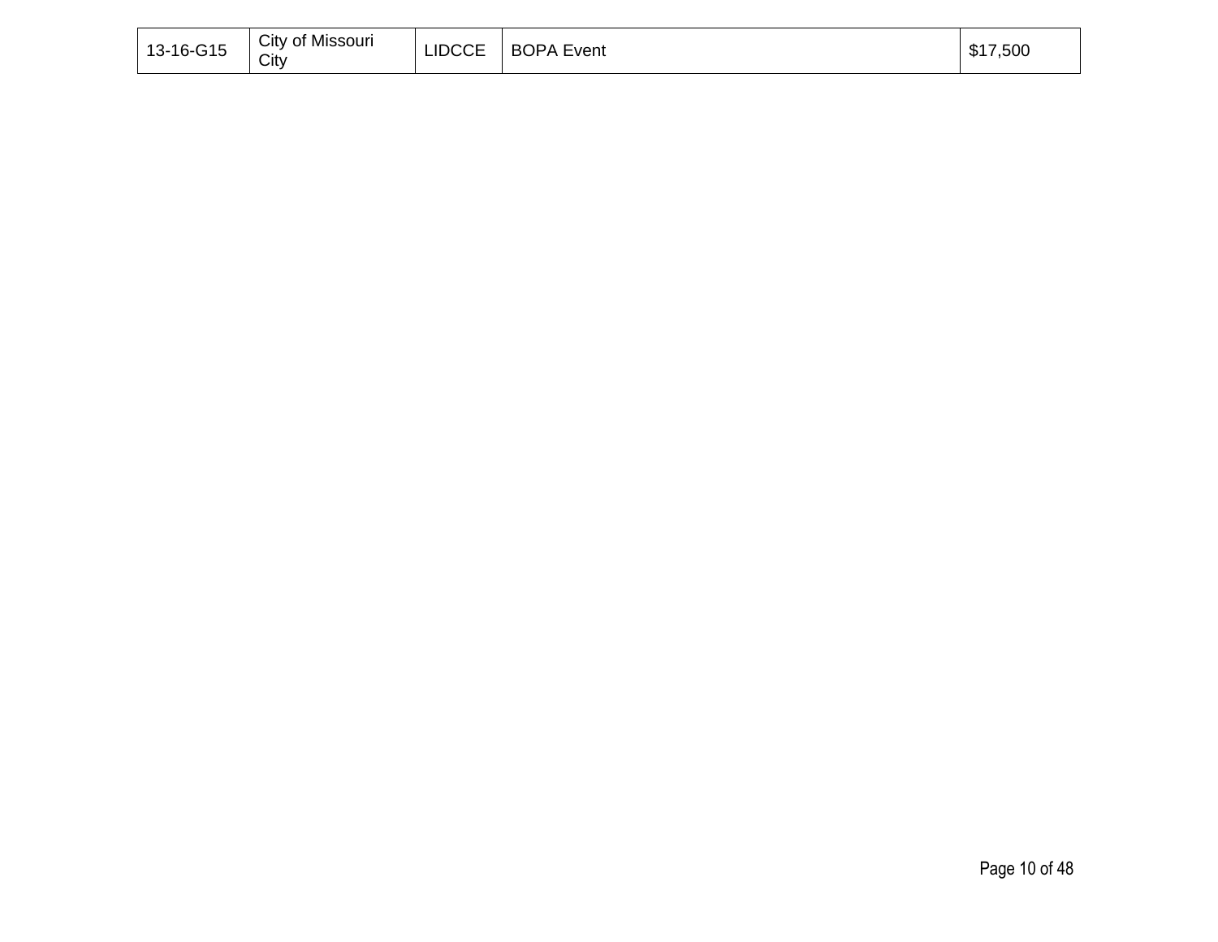| | | | | |
|---|---|---|---|---|
| 13-16-G15 | City of Missouri City | LIDCCE | BOPA Event | $17,500 |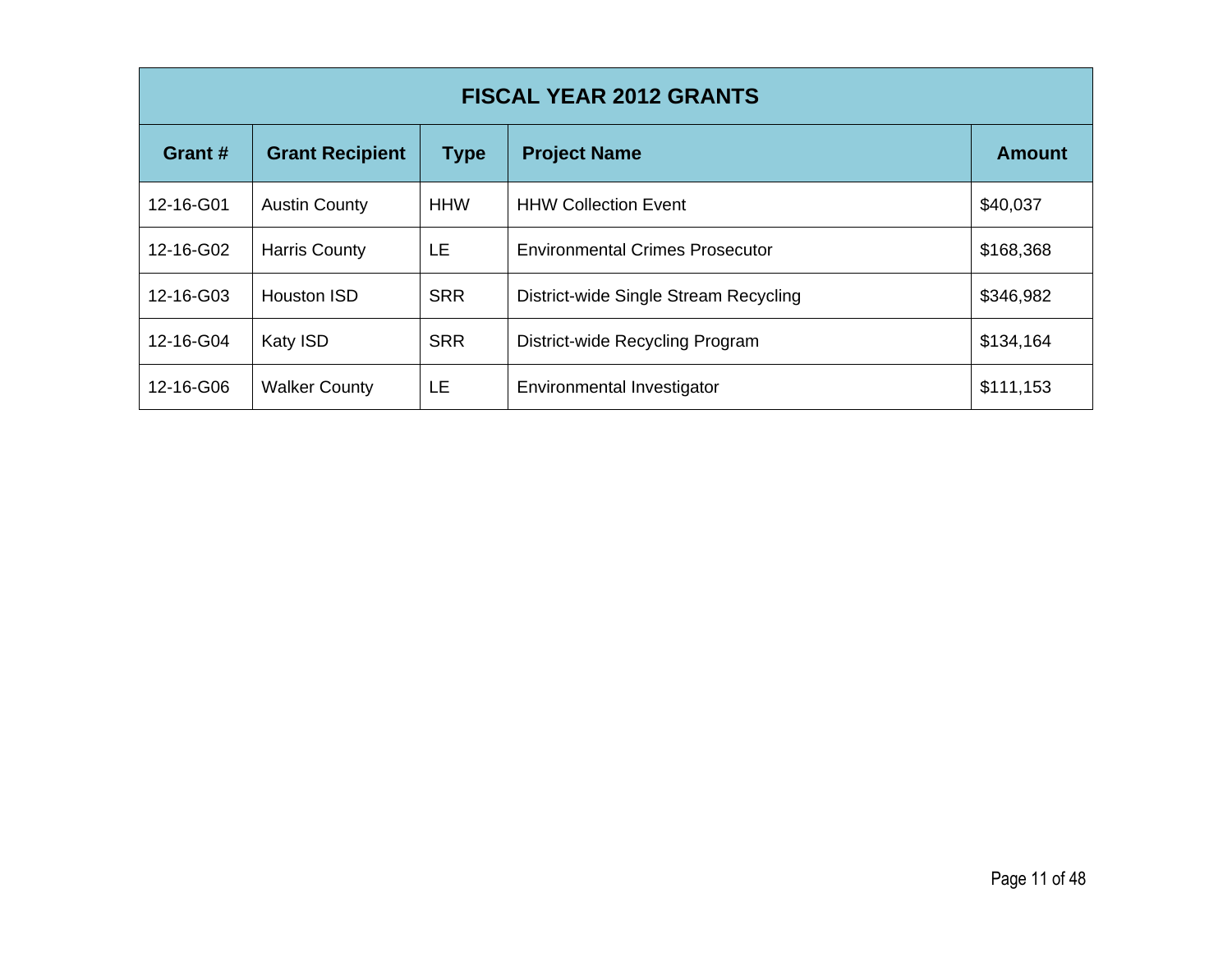| FISCAL YEAR 2012 GRANTS | | | | |
|---|---|---|---|---|
| **Grant #** | **Grant Recipient** | **Type** | **Project Name** | **Amount** |
| 12-16-G01 | Austin County | HHW | HHW Collection Event | $40,037 |
| 12-16-G02 | Harris County | LE | Environmental Crimes Prosecutor | $168,368 |
| 12-16-G03 | Houston ISD | SRR | District-wide Single Stream Recycling | $346,982 |
| 12-16-G04 | Katy ISD | SRR | District-wide Recycling Program | $134,164 |
| 12-16-G06 | Walker County | LE | Environmental Investigator | $111,153 |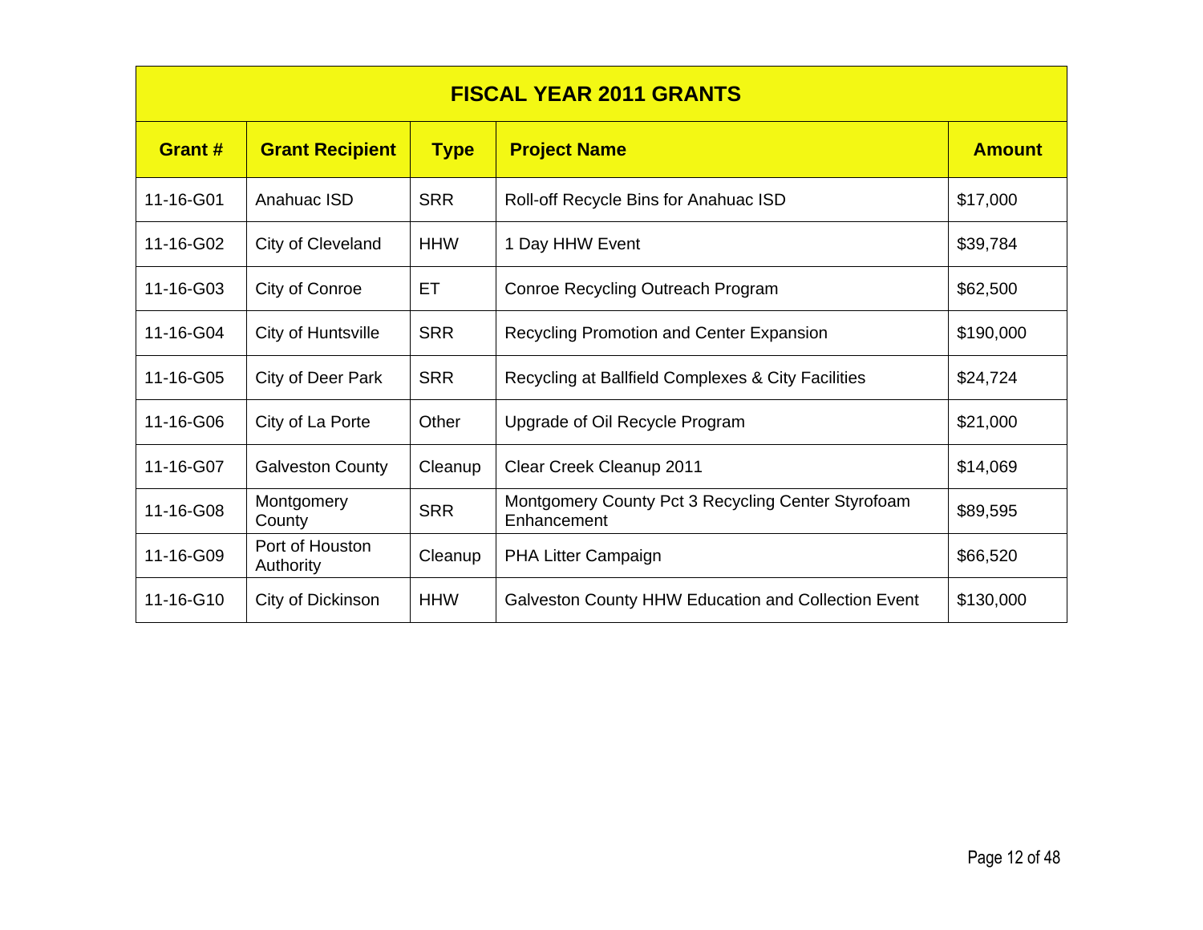| FISCAL YEAR 2011 GRANTS | | | | |
|---|---|---|---|---|
| **Grant #** | **Grant Recipient** | **Type** | **Project Name** | **Amount** |
| 11-16-G01 | Anahuac ISD | SRR | Roll-off Recycle Bins for Anahuac ISD | $17,000 |
| 11-16-G02 | City of Cleveland | HHW | 1 Day HHW Event | $39,784 |
| 11-16-G03 | City of Conroe | ET | Conroe Recycling Outreach Program | $62,500 |
| 11-16-G04 | City of Huntsville | SRR | Recycling Promotion and Center Expansion | $190,000 |
| 11-16-G05 | City of Deer Park | SRR | Recycling at Ballfield Complexes & City Facilities | $24,724 |
| 11-16-G06 | City of La Porte | Other | Upgrade of Oil Recycle Program | $21,000 |
| 11-16-G07 | Galveston County | Cleanup | Clear Creek Cleanup 2011 | $14,069 |
| 11-16-G08 | Montgomery County | SRR | Montgomery County Pct 3 Recycling Center Styrofoam Enhancement | $89,595 |
| 11-16-G09 | Port of Houston Authority | Cleanup | PHA Litter Campaign | $66,520 |
| 11-16-G10 | City of Dickinson | HHW | Galveston County HHW Education and Collection Event | $130,000 |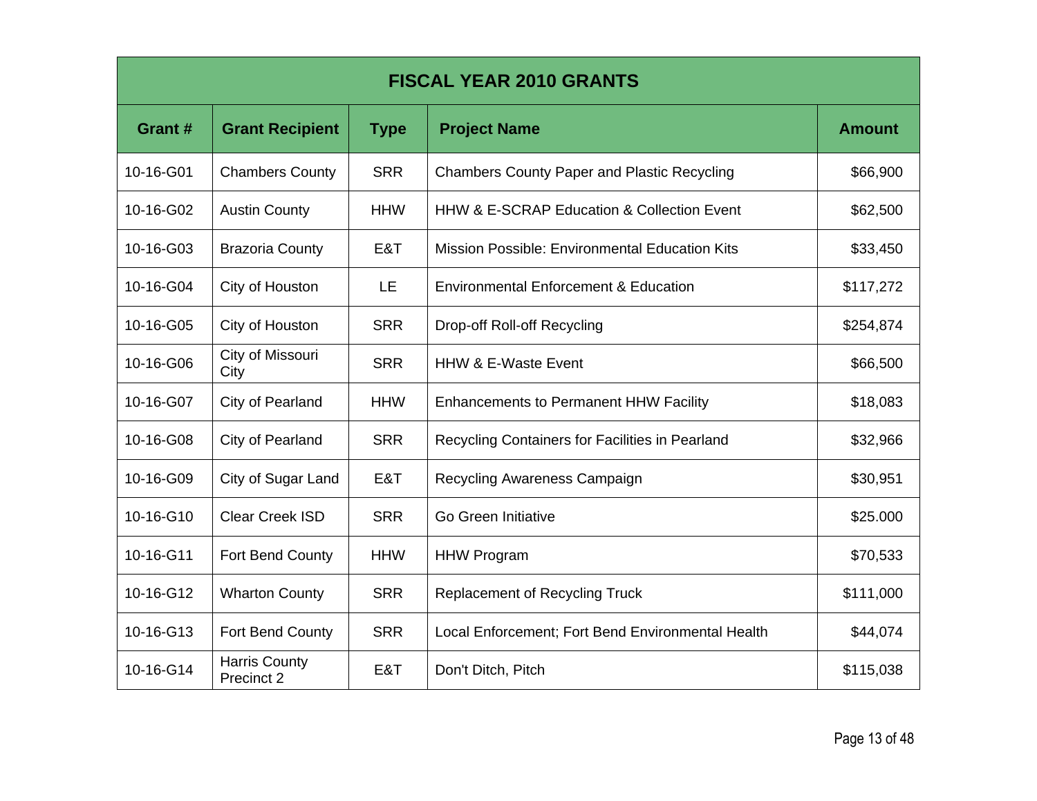| FISCAL YEAR 2010 GRANTS | | | | |
|---|---|---|---|---|
| **Grant #** | **Grant Recipient** | **Type** | **Project Name** | **Amount** |
| 10-16-G01 | Chambers County | SRR | Chambers County Paper and Plastic Recycling | $66,900 |
| 10-16-G02 | Austin County | HHW | HHW & E-SCRAP Education & Collection Event | $62,500 |
| 10-16-G03 | Brazoria County | E&T | Mission Possible: Environmental Education Kits | $33,450 |
| 10-16-G04 | City of Houston | LE | Environmental Enforcement & Education | $117,272 |
| 10-16-G05 | City of Houston | SRR | Drop-off Roll-off Recycling | $254,874 |
| 10-16-G06 | City of Missouri City | SRR | HHW & E-Waste Event | $66,500 |
| 10-16-G07 | City of Pearland | HHW | Enhancements to Permanent HHW Facility | $18,083 |
| 10-16-G08 | City of Pearland | SRR | Recycling Containers for Facilities in Pearland | $32,966 |
| 10-16-G09 | City of Sugar Land | E&T | Recycling Awareness Campaign | $30,951 |
| 10-16-G10 | Clear Creek ISD | SRR | Go Green Initiative | $25.000 |
| 10-16-G11 | Fort Bend County | HHW | HHW Program | $70,533 |
| 10-16-G12 | Wharton County | SRR | Replacement of Recycling Truck | $111,000 |
| 10-16-G13 | Fort Bend County | SRR | Local Enforcement; Fort Bend Environmental Health | $44,074 |
| 10-16-G14 | Harris County Precinct 2 | E&T | Don't Ditch, Pitch | $115,038 |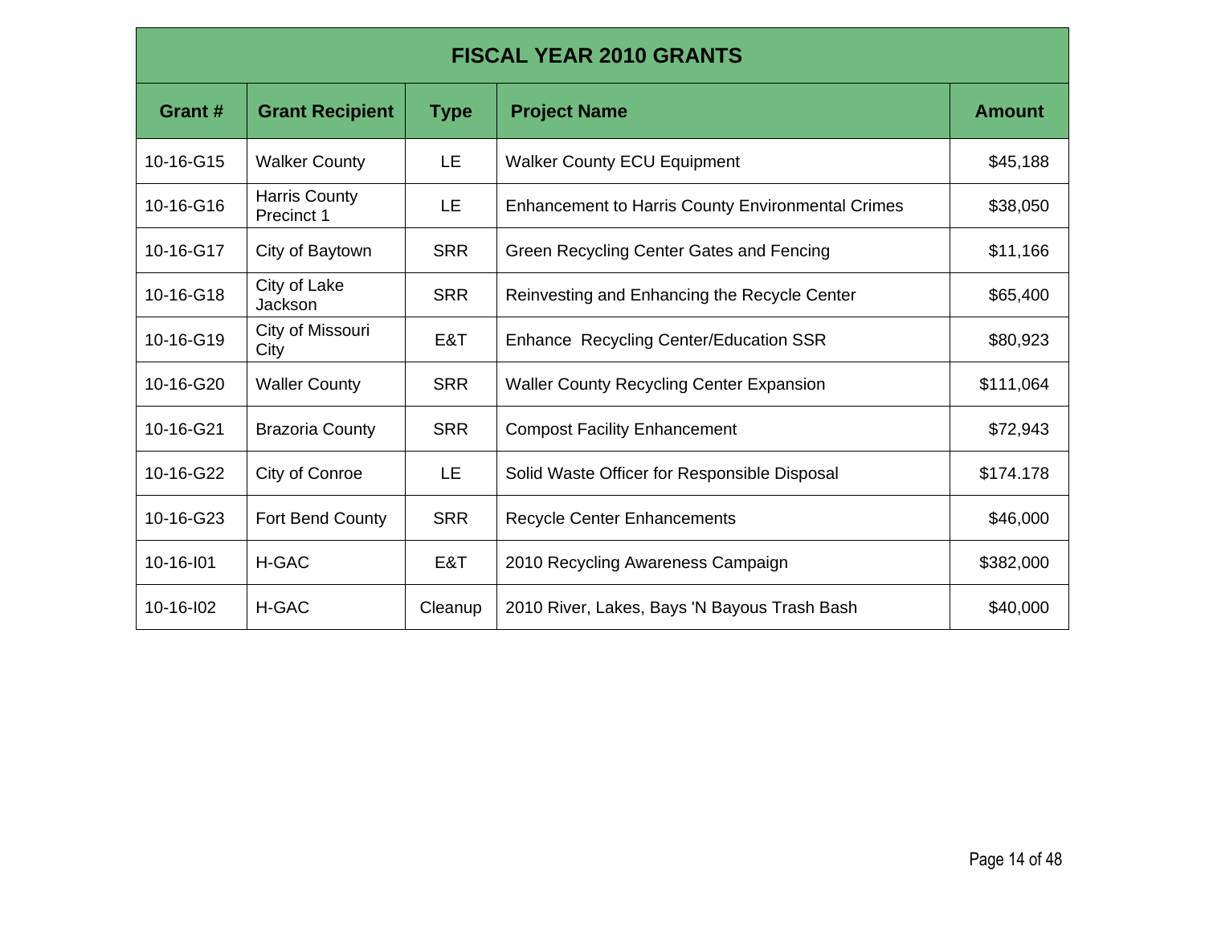| FISCAL YEAR 2010 GRANTS | | | | |
|---|---|---|---|---|
| **Grant #** | **Grant Recipient** | **Type** | **Project Name** | **Amount** |
| 10-16-G15 | Walker County | LE | Walker County ECU Equipment | $45,188 |
| 10-16-G16 | Harris County Precinct 1 | LE | Enhancement to Harris County Environmental Crimes | $38,050 |
| 10-16-G17 | City of Baytown | SRR | Green Recycling Center Gates and Fencing | $11,166 |
| 10-16-G18 | City of Lake Jackson | SRR | Reinvesting and Enhancing the Recycle Center | $65,400 |
| 10-16-G19 | City of Missouri City | E&T | Enhance  Recycling Center/Education SSR | $80,923 |
| 10-16-G20 | Waller County | SRR | Waller County Recycling Center Expansion | $111,064 |
| 10-16-G21 | Brazoria County | SRR | Compost Facility Enhancement | $72,943 |
| 10-16-G22 | City of Conroe | LE | Solid Waste Officer for Responsible Disposal | $174.178 |
| 10-16-G23 | Fort Bend County | SRR | Recycle Center Enhancements | $46,000 |
| 10-16-I01 | H-GAC | E&T | 2010 Recycling Awareness Campaign | $382,000 |
| 10-16-I02 | H-GAC | Cleanup | 2010 River, Lakes, Bays 'N Bayous Trash Bash | $40,000 |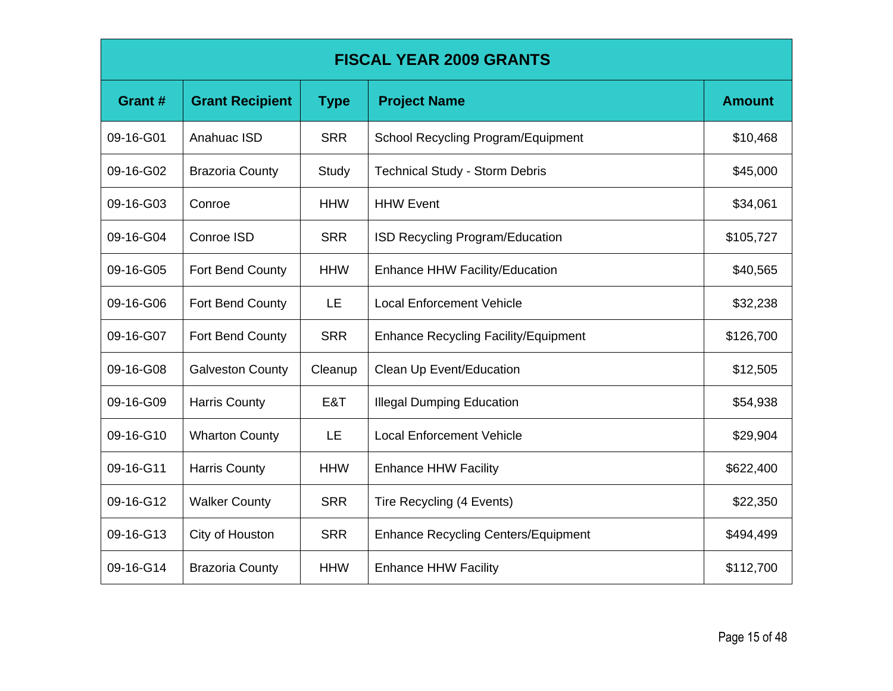| FISCAL YEAR 2009 GRANTS | | | | |
|---|---|---|---|---|
| **Grant #** | **Grant Recipient** | **Type** | **Project Name** | **Amount** |
| 09-16-G01 | Anahuac ISD | SRR | School Recycling Program/Equipment | $10,468 |
| 09-16-G02 | Brazoria County | Study | Technical Study - Storm Debris | $45,000 |
| 09-16-G03 | Conroe | HHW | HHW Event | $34,061 |
| 09-16-G04 | Conroe ISD | SRR | ISD Recycling Program/Education | $105,727 |
| 09-16-G05 | Fort Bend County | HHW | Enhance HHW Facility/Education | $40,565 |
| 09-16-G06 | Fort Bend County | LE | Local Enforcement Vehicle | $32,238 |
| 09-16-G07 | Fort Bend County | SRR | Enhance Recycling Facility/Equipment | $126,700 |
| 09-16-G08 | Galveston County | Cleanup | Clean Up Event/Education | $12,505 |
| 09-16-G09 | Harris County | E&T | Illegal Dumping Education | $54,938 |
| 09-16-G10 | Wharton County | LE | Local Enforcement Vehicle | $29,904 |
| 09-16-G11 | Harris County | HHW | Enhance HHW Facility | $622,400 |
| 09-16-G12 | Walker County | SRR | Tire Recycling (4 Events) | $22,350 |
| 09-16-G13 | City of Houston | SRR | Enhance Recycling Centers/Equipment | $494,499 |
| 09-16-G14 | Brazoria County | HHW | Enhance HHW Facility | $112,700 |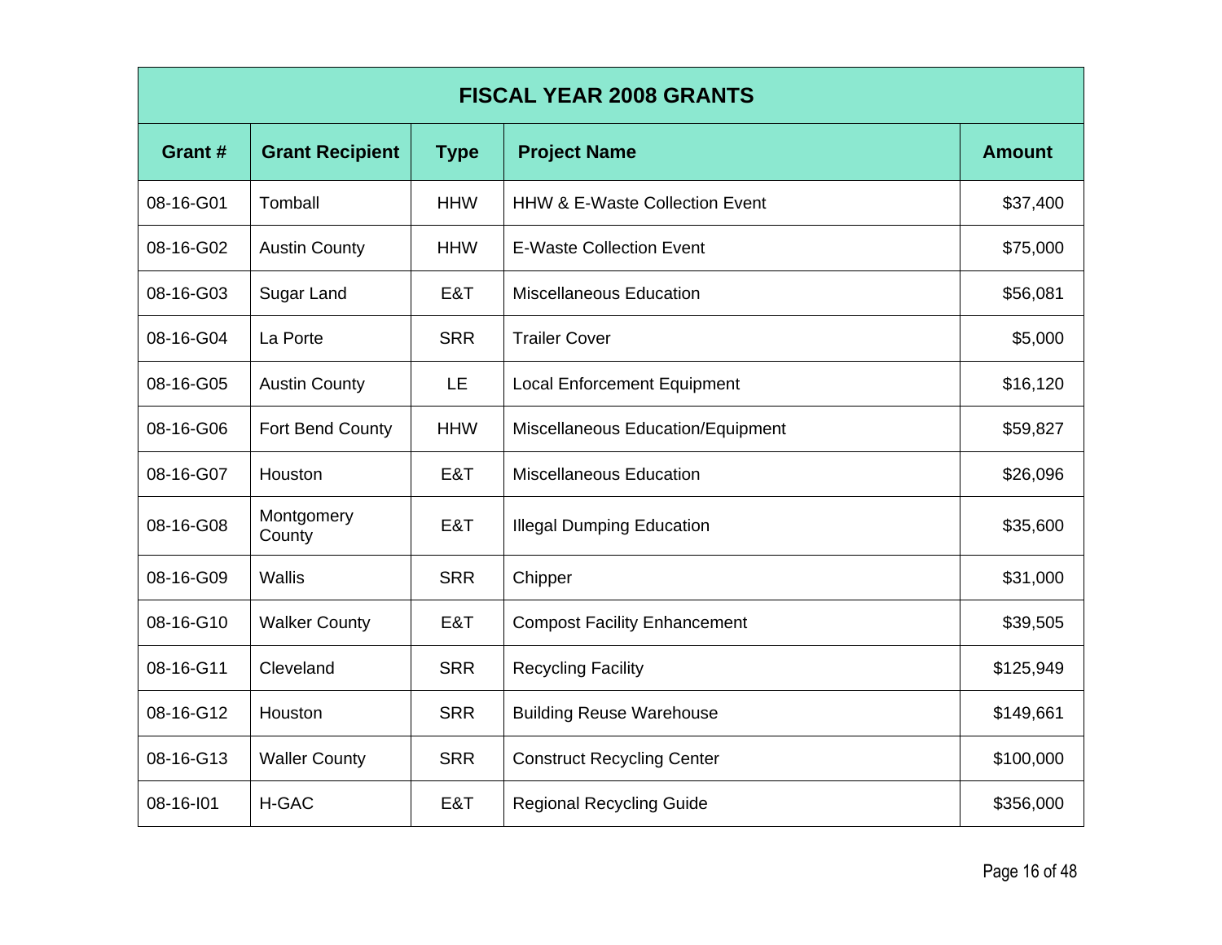| FISCAL YEAR 2008 GRANTS | | | | |
|---|---|---|---|---|
| **Grant #** | **Grant Recipient** | **Type** | **Project Name** | **Amount** |
| 08-16-G01 | Tomball | HHW | HHW & E-Waste Collection Event | $37,400 |
| 08-16-G02 | Austin County | HHW | E-Waste Collection Event | $75,000 |
| 08-16-G03 | Sugar Land | E&T | Miscellaneous Education | $56,081 |
| 08-16-G04 | La Porte | SRR | Trailer Cover | $5,000 |
| 08-16-G05 | Austin County | LE | Local Enforcement Equipment | $16,120 |
| 08-16-G06 | Fort Bend County | HHW | Miscellaneous Education/Equipment | $59,827 |
| 08-16-G07 | Houston | E&T | Miscellaneous Education | $26,096 |
| 08-16-G08 | Montgomery County | E&T | Illegal Dumping Education | $35,600 |
| 08-16-G09 | Wallis | SRR | Chipper | $31,000 |
| 08-16-G10 | Walker County | E&T | Compost Facility Enhancement | $39,505 |
| 08-16-G11 | Cleveland | SRR | Recycling Facility | $125,949 |
| 08-16-G12 | Houston | SRR | Building Reuse Warehouse | $149,661 |
| 08-16-G13 | Waller County | SRR | Construct Recycling Center | $100,000 |
| 08-16-I01 | H-GAC | E&T | Regional Recycling Guide | $356,000 |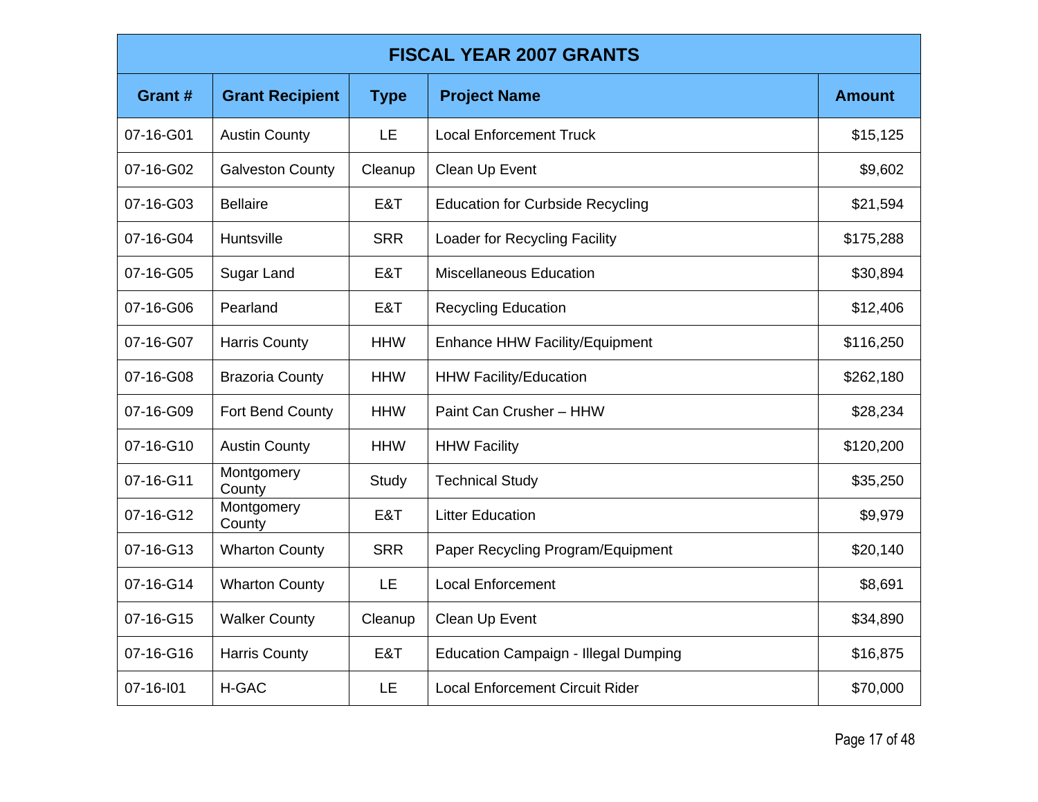| FISCAL YEAR 2007 GRANTS | | | | |
|---|---|---|---|---|
| **Grant #** | **Grant Recipient** | **Type** | **Project Name** | **Amount** |
| 07-16-G01 | Austin County | LE | Local Enforcement Truck | $15,125 |
| 07-16-G02 | Galveston County | Cleanup | Clean Up Event | $9,602 |
| 07-16-G03 | Bellaire | E&T | Education for Curbside Recycling | $21,594 |
| 07-16-G04 | Huntsville | SRR | Loader for Recycling Facility | $175,288 |
| 07-16-G05 | Sugar Land | E&T | Miscellaneous Education | $30,894 |
| 07-16-G06 | Pearland | E&T | Recycling Education | $12,406 |
| 07-16-G07 | Harris County | HHW | Enhance HHW Facility/Equipment | $116,250 |
| 07-16-G08 | Brazoria County | HHW | HHW Facility/Education | $262,180 |
| 07-16-G09 | Fort Bend County | HHW | Paint Can Crusher – HHW | $28,234 |
| 07-16-G10 | Austin County | HHW | HHW Facility | $120,200 |
| 07-16-G11 | Montgomery County | Study | Technical Study | $35,250 |
| 07-16-G12 | Montgomery County | E&T | Litter Education | $9,979 |
| 07-16-G13 | Wharton County | SRR | Paper Recycling Program/Equipment | $20,140 |
| 07-16-G14 | Wharton County | LE | Local Enforcement | $8,691 |
| 07-16-G15 | Walker County | Cleanup | Clean Up Event | $34,890 |
| 07-16-G16 | Harris County | E&T | Education Campaign - Illegal Dumping | $16,875 |
| 07-16-I01 | H-GAC | LE | Local Enforcement Circuit Rider | $70,000 |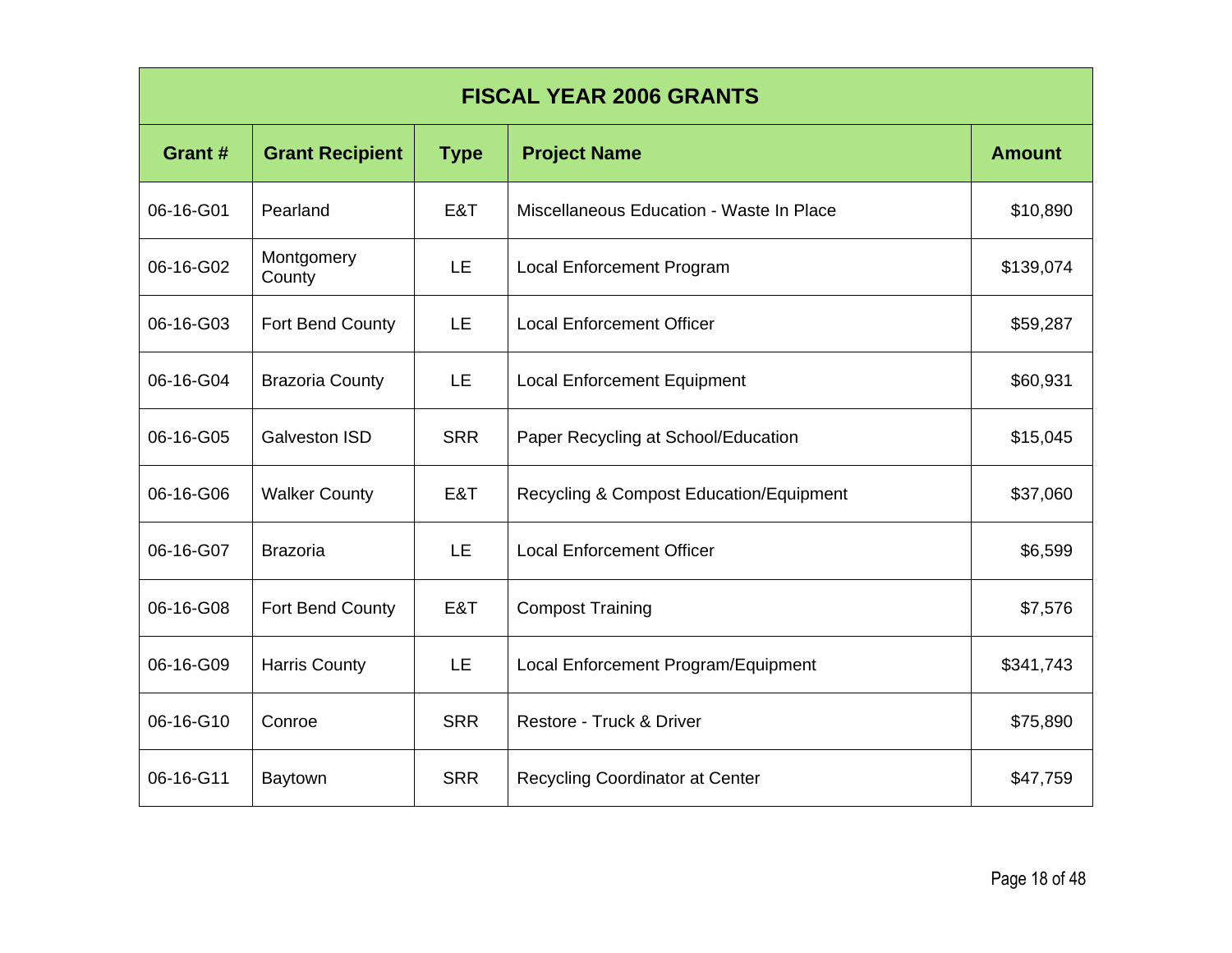| FISCAL YEAR 2006 GRANTS | | | | |
|---|---|---|---|---|
| **Grant #** | **Grant Recipient** | **Type** | **Project Name** | **Amount** |
| 06-16-G01 | Pearland | E&T | Miscellaneous Education - Waste In Place | $10,890 |
| 06-16-G02 | Montgomery County | LE | Local Enforcement Program | $139,074 |
| 06-16-G03 | Fort Bend County | LE | Local Enforcement Officer | $59,287 |
| 06-16-G04 | Brazoria County | LE | Local Enforcement Equipment | $60,931 |
| 06-16-G05 | Galveston ISD | SRR | Paper Recycling at School/Education | $15,045 |
| 06-16-G06 | Walker County | E&T | Recycling & Compost Education/Equipment | $37,060 |
| 06-16-G07 | Brazoria | LE | Local Enforcement Officer | $6,599 |
| 06-16-G08 | Fort Bend County | E&T | Compost Training | $7,576 |
| 06-16-G09 | Harris County | LE | Local Enforcement Program/Equipment | $341,743 |
| 06-16-G10 | Conroe | SRR | Restore - Truck & Driver | $75,890 |
| 06-16-G11 | Baytown | SRR | Recycling Coordinator at Center | $47,759 |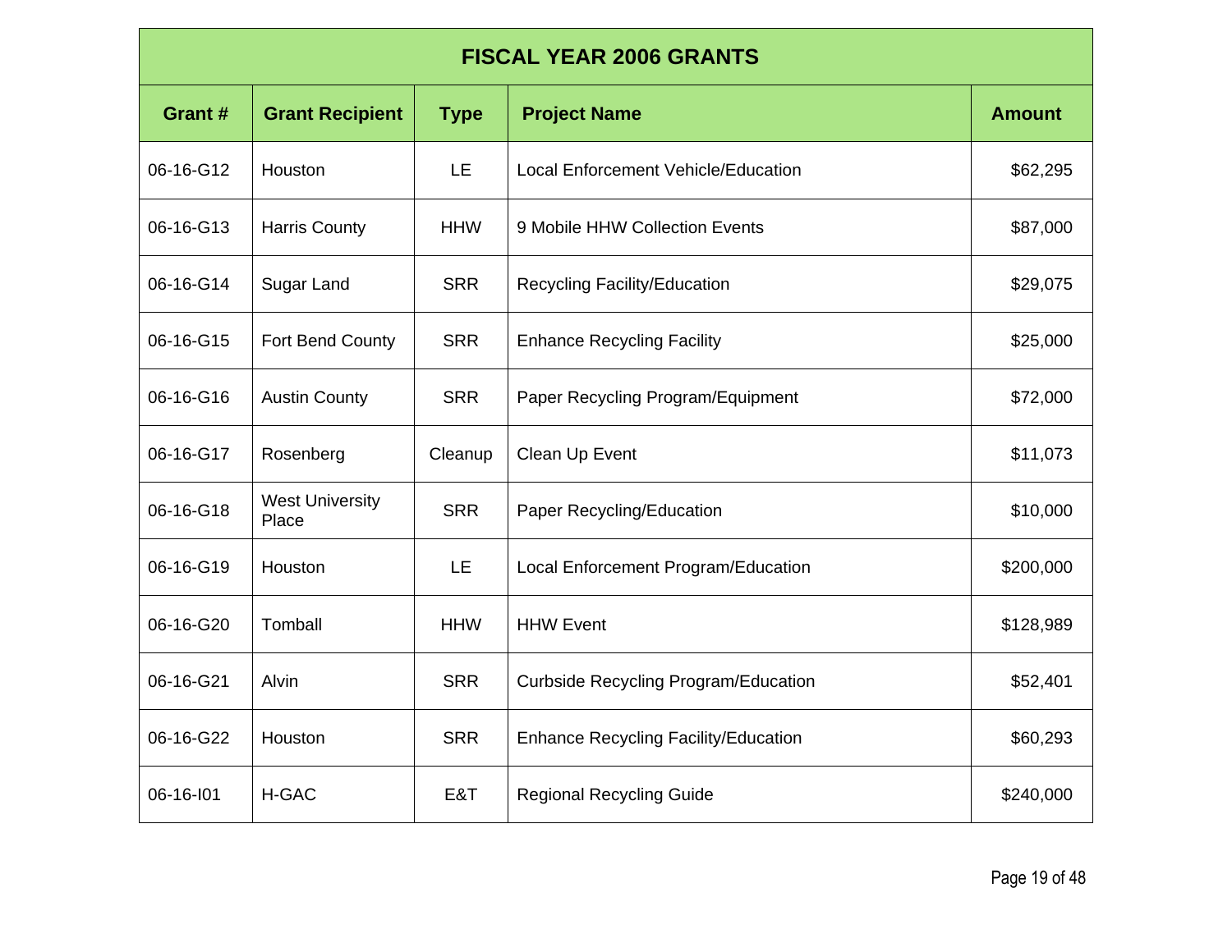| FISCAL YEAR 2006 GRANTS | | | | |
|---|---|---|---|---|
| **Grant #** | **Grant Recipient** | **Type** | **Project Name** | **Amount** |
| 06-16-G12 | Houston | LE | Local Enforcement Vehicle/Education | $62,295 |
| 06-16-G13 | Harris County | HHW | 9 Mobile HHW Collection Events | $87,000 |
| 06-16-G14 | Sugar Land | SRR | Recycling Facility/Education | $29,075 |
| 06-16-G15 | Fort Bend County | SRR | Enhance Recycling Facility | $25,000 |
| 06-16-G16 | Austin County | SRR | Paper Recycling Program/Equipment | $72,000 |
| 06-16-G17 | Rosenberg | Cleanup | Clean Up Event | $11,073 |
| 06-16-G18 | West University Place | SRR | Paper Recycling/Education | $10,000 |
| 06-16-G19 | Houston | LE | Local Enforcement Program/Education | $200,000 |
| 06-16-G20 | Tomball | HHW | HHW Event | $128,989 |
| 06-16-G21 | Alvin | SRR | Curbside Recycling Program/Education | $52,401 |
| 06-16-G22 | Houston | SRR | Enhance Recycling Facility/Education | $60,293 |
| 06-16-I01 | H-GAC | E&T | Regional Recycling Guide | $240,000 |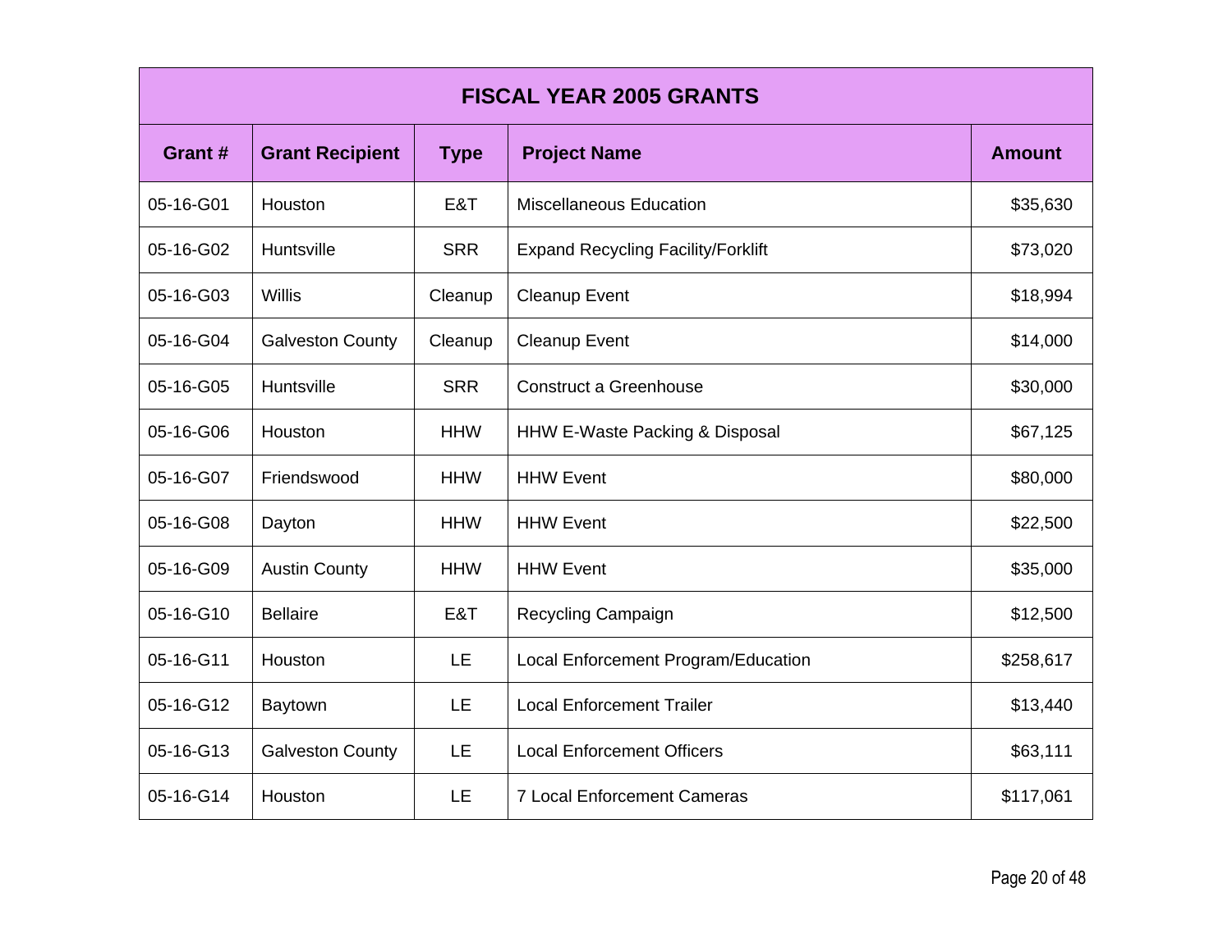| FISCAL YEAR 2005 GRANTS | | | | |
|---|---|---|---|---|
| **Grant #** | **Grant Recipient** | **Type** | **Project Name** | **Amount** |
| 05-16-G01 | Houston | E&T | Miscellaneous Education | $35,630 |
| 05-16-G02 | Huntsville | SRR | Expand Recycling Facility/Forklift | $73,020 |
| 05-16-G03 | Willis | Cleanup | Cleanup Event | $18,994 |
| 05-16-G04 | Galveston County | Cleanup | Cleanup Event | $14,000 |
| 05-16-G05 | Huntsville | SRR | Construct a Greenhouse | $30,000 |
| 05-16-G06 | Houston | HHW | HHW E-Waste Packing & Disposal | $67,125 |
| 05-16-G07 | Friendswood | HHW | HHW Event | $80,000 |
| 05-16-G08 | Dayton | HHW | HHW Event | $22,500 |
| 05-16-G09 | Austin County | HHW | HHW Event | $35,000 |
| 05-16-G10 | Bellaire | E&T | Recycling Campaign | $12,500 |
| 05-16-G11 | Houston | LE | Local Enforcement Program/Education | $258,617 |
| 05-16-G12 | Baytown | LE | Local Enforcement Trailer | $13,440 |
| 05-16-G13 | Galveston County | LE | Local Enforcement Officers | $63,111 |
| 05-16-G14 | Houston | LE | 7 Local Enforcement Cameras | $117,061 |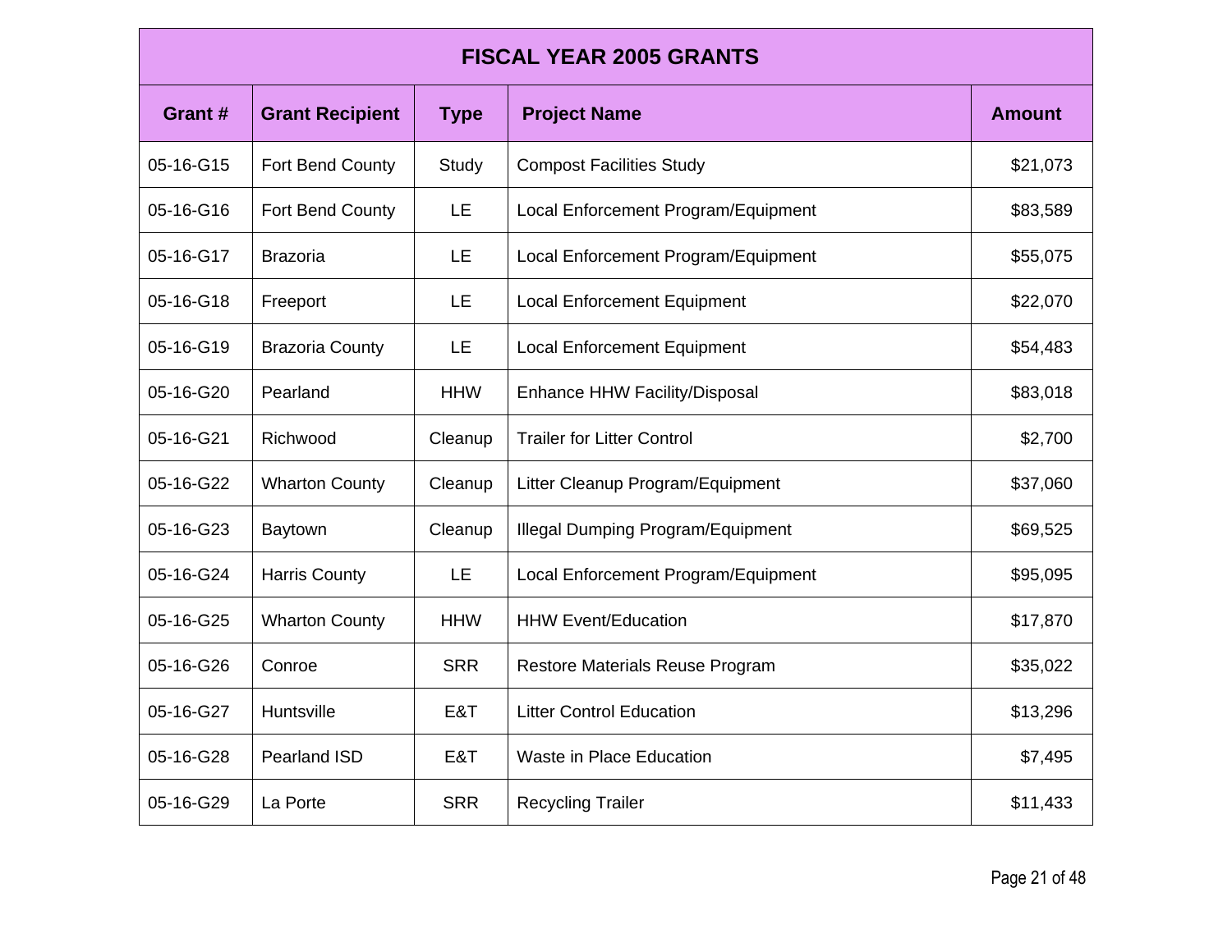| FISCAL YEAR 2005 GRANTS | | | | |
|---|---|---|---|---|
| **Grant #** | **Grant Recipient** | **Type** | **Project Name** | **Amount** |
| 05-16-G15 | Fort Bend County | Study | Compost Facilities Study | $21,073 |
| 05-16-G16 | Fort Bend County | LE | Local Enforcement Program/Equipment | $83,589 |
| 05-16-G17 | Brazoria | LE | Local Enforcement Program/Equipment | $55,075 |
| 05-16-G18 | Freeport | LE | Local Enforcement Equipment | $22,070 |
| 05-16-G19 | Brazoria County | LE | Local Enforcement Equipment | $54,483 |
| 05-16-G20 | Pearland | HHW | Enhance HHW Facility/Disposal | $83,018 |
| 05-16-G21 | Richwood | Cleanup | Trailer for Litter Control | $2,700 |
| 05-16-G22 | Wharton County | Cleanup | Litter Cleanup Program/Equipment | $37,060 |
| 05-16-G23 | Baytown | Cleanup | Illegal Dumping Program/Equipment | $69,525 |
| 05-16-G24 | Harris County | LE | Local Enforcement Program/Equipment | $95,095 |
| 05-16-G25 | Wharton County | HHW | HHW Event/Education | $17,870 |
| 05-16-G26 | Conroe | SRR | Restore Materials Reuse Program | $35,022 |
| 05-16-G27 | Huntsville | E&T | Litter Control Education | $13,296 |
| 05-16-G28 | Pearland ISD | E&T | Waste in Place Education | $7,495 |
| 05-16-G29 | La Porte | SRR | Recycling Trailer | $11,433 |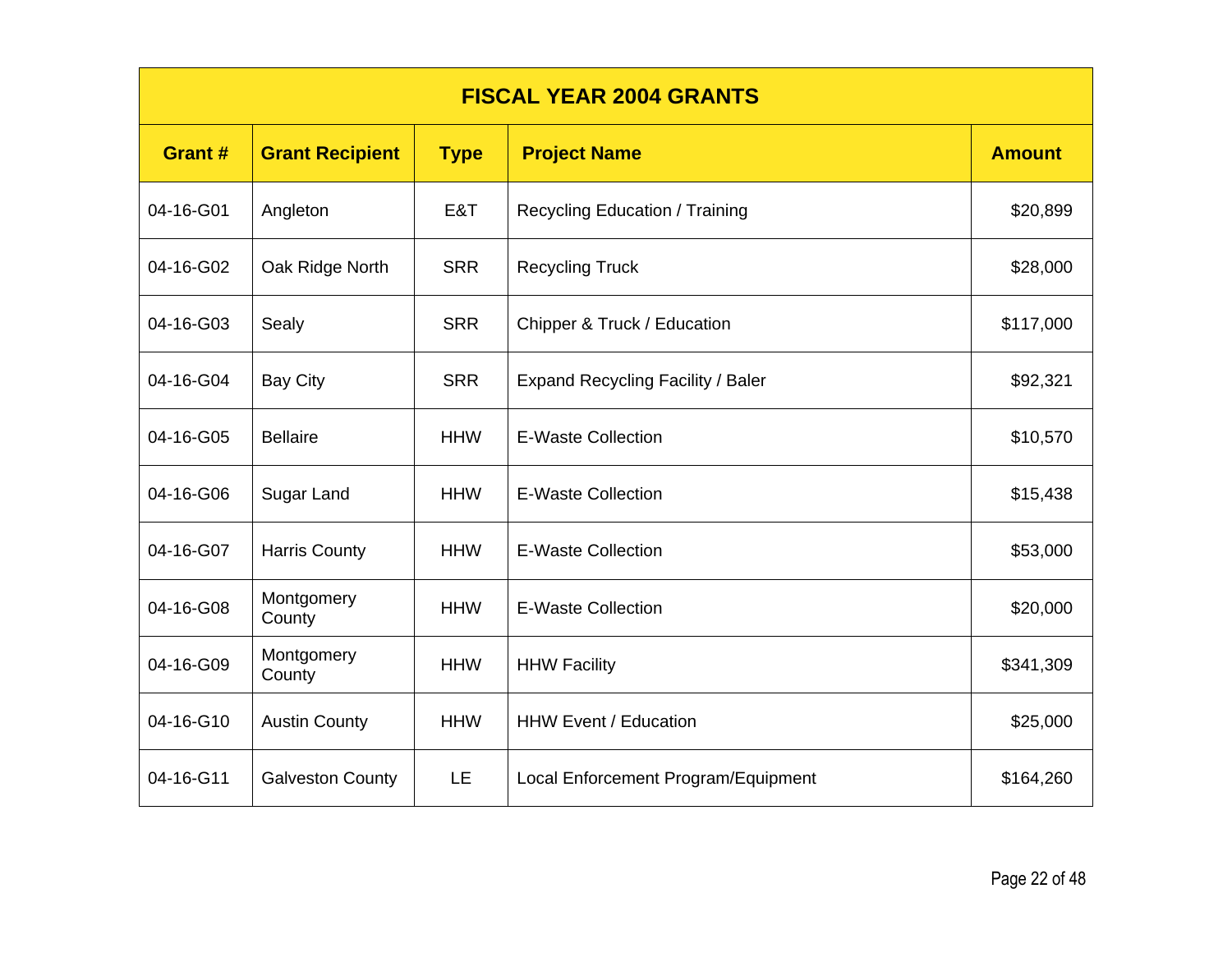| FISCAL YEAR 2004 GRANTS | | | | |
|---|---|---|---|---|
| **Grant #** | **Grant Recipient** | **Type** | **Project Name** | **Amount** |
| 04-16-G01 | Angleton | E&T | Recycling Education / Training | $20,899 |
| 04-16-G02 | Oak Ridge North | SRR | Recycling Truck | $28,000 |
| 04-16-G03 | Sealy | SRR | Chipper & Truck / Education | $117,000 |
| 04-16-G04 | Bay City | SRR | Expand Recycling Facility / Baler | $92,321 |
| 04-16-G05 | Bellaire | HHW | E-Waste Collection | $10,570 |
| 04-16-G06 | Sugar Land | HHW | E-Waste Collection | $15,438 |
| 04-16-G07 | Harris County | HHW | E-Waste Collection | $53,000 |
| 04-16-G08 | Montgomery County | HHW | E-Waste Collection | $20,000 |
| 04-16-G09 | Montgomery County | HHW | HHW Facility | $341,309 |
| 04-16-G10 | Austin County | HHW | HHW Event / Education | $25,000 |
| 04-16-G11 | Galveston County | LE | Local Enforcement Program/Equipment | $164,260 |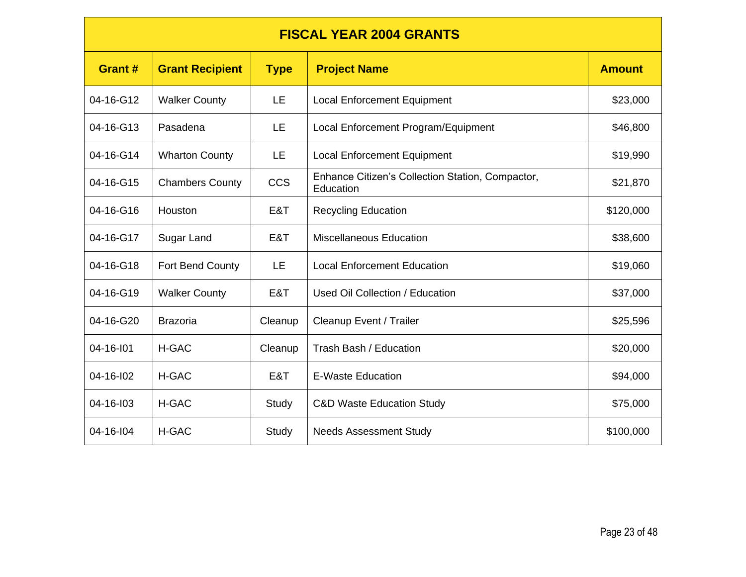| FISCAL YEAR 2004 GRANTS | | | | |
|---|---|---|---|---|
| **Grant #** | **Grant Recipient** | **Type** | **Project Name** | **Amount** |
| 04-16-G12 | Walker County | LE | Local Enforcement Equipment | $23,000 |
| 04-16-G13 | Pasadena | LE | Local Enforcement Program/Equipment | $46,800 |
| 04-16-G14 | Wharton County | LE | Local Enforcement Equipment | $19,990 |
| 04-16-G15 | Chambers County | CCS | Enhance Citizen's Collection Station, Compactor, Education | $21,870 |
| 04-16-G16 | Houston | E&T | Recycling Education | $120,000 |
| 04-16-G17 | Sugar Land | E&T | Miscellaneous Education | $38,600 |
| 04-16-G18 | Fort Bend County | LE | Local Enforcement Education | $19,060 |
| 04-16-G19 | Walker County | E&T | Used Oil Collection / Education | $37,000 |
| 04-16-G20 | Brazoria | Cleanup | Cleanup Event / Trailer | $25,596 |
| 04-16-I01 | H-GAC | Cleanup | Trash Bash / Education | $20,000 |
| 04-16-I02 | H-GAC | E&T | E-Waste Education | $94,000 |
| 04-16-I03 | H-GAC | Study | C&D Waste Education Study | $75,000 |
| 04-16-I04 | H-GAC | Study | Needs Assessment Study | $100,000 |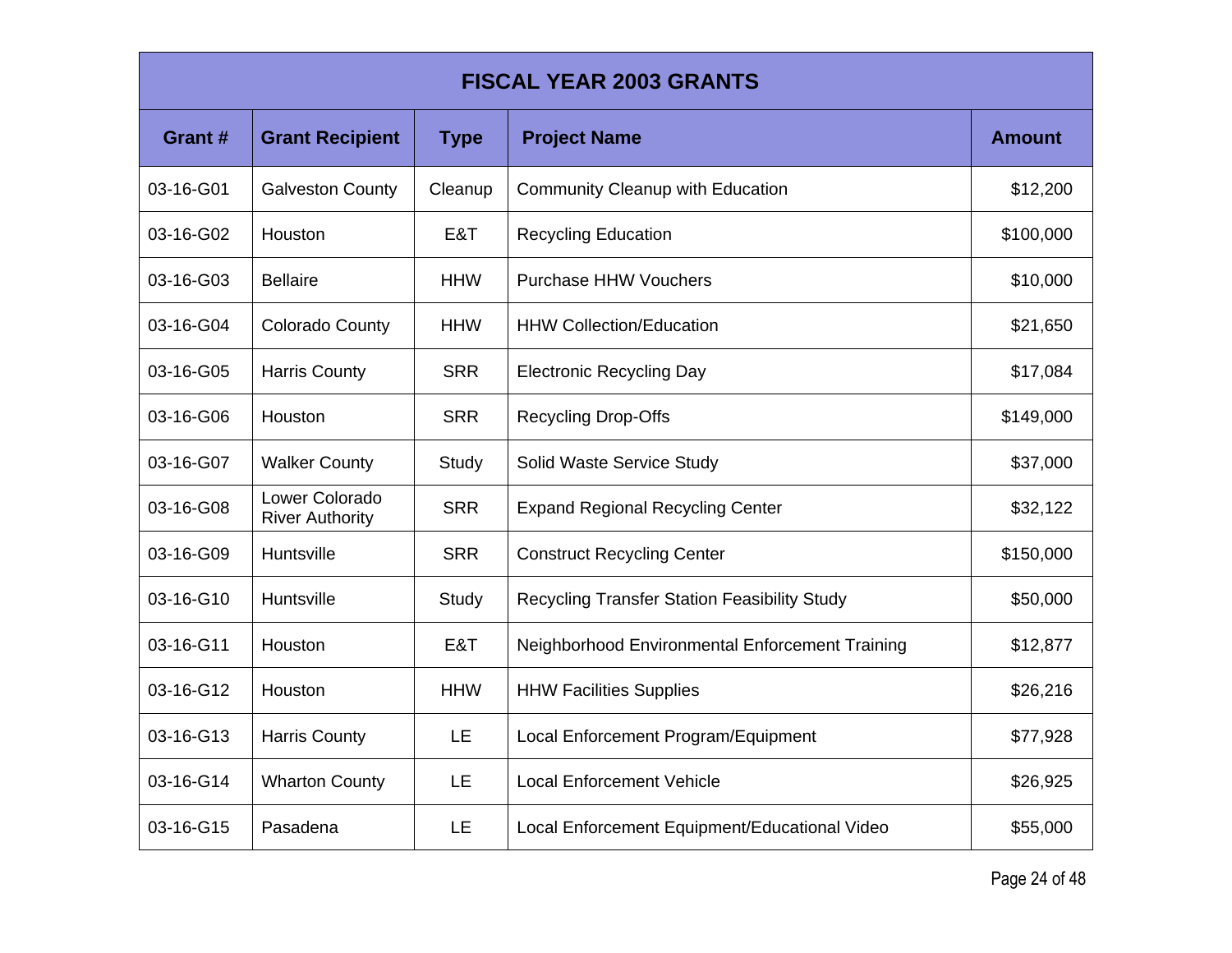| FISCAL YEAR 2003 GRANTS | | | | |
|---|---|---|---|---|
| **Grant #** | **Grant Recipient** | **Type** | **Project Name** | **Amount** |
| 03-16-G01 | Galveston County | Cleanup | Community Cleanup with Education | $12,200 |
| 03-16-G02 | Houston | E&T | Recycling Education | $100,000 |
| 03-16-G03 | Bellaire | HHW | Purchase HHW Vouchers | $10,000 |
| 03-16-G04 | Colorado County | HHW | HHW Collection/Education | $21,650 |
| 03-16-G05 | Harris County | SRR | Electronic Recycling Day | $17,084 |
| 03-16-G06 | Houston | SRR | Recycling Drop-Offs | $149,000 |
| 03-16-G07 | Walker County | Study | Solid Waste Service Study | $37,000 |
| 03-16-G08 | Lower Colorado River Authority | SRR | Expand Regional Recycling Center | $32,122 |
| 03-16-G09 | Huntsville | SRR | Construct Recycling Center | $150,000 |
| 03-16-G10 | Huntsville | Study | Recycling Transfer Station Feasibility Study | $50,000 |
| 03-16-G11 | Houston | E&T | Neighborhood Environmental Enforcement Training | $12,877 |
| 03-16-G12 | Houston | HHW | HHW Facilities Supplies | $26,216 |
| 03-16-G13 | Harris County | LE | Local Enforcement Program/Equipment | $77,928 |
| 03-16-G14 | Wharton County | LE | Local Enforcement Vehicle | $26,925 |
| 03-16-G15 | Pasadena | LE | Local Enforcement Equipment/Educational Video | $55,000 |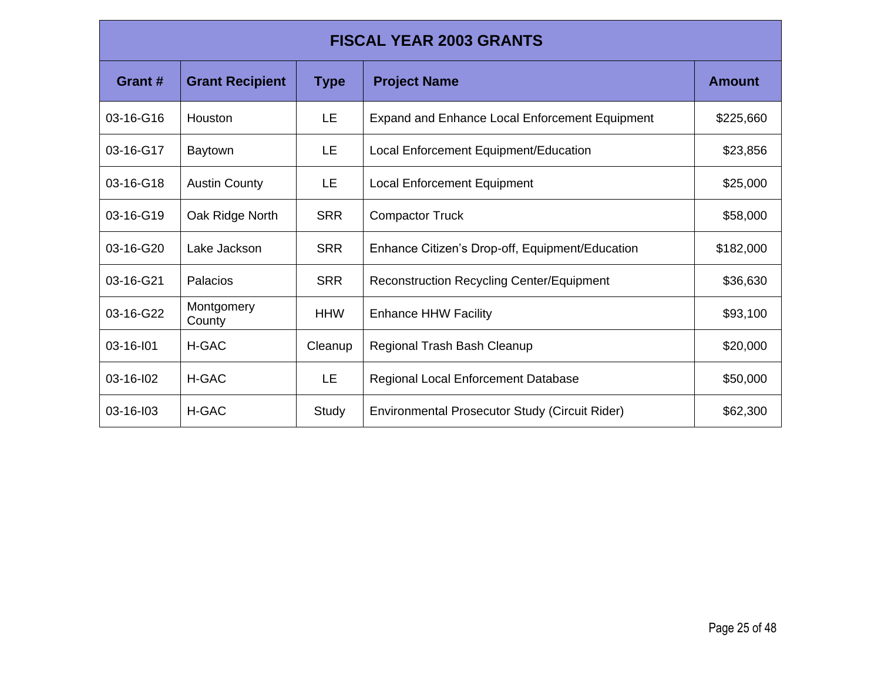| FISCAL YEAR 2003 GRANTS | | | | |
|---|---|---|---|---|
| **Grant #** | **Grant Recipient** | **Type** | **Project Name** | **Amount** |
| 03-16-G16 | Houston | LE | Expand and Enhance Local Enforcement Equipment | $225,660 |
| 03-16-G17 | Baytown | LE | Local Enforcement Equipment/Education | $23,856 |
| 03-16-G18 | Austin County | LE | Local Enforcement Equipment | $25,000 |
| 03-16-G19 | Oak Ridge North | SRR | Compactor Truck | $58,000 |
| 03-16-G20 | Lake Jackson | SRR | Enhance Citizen's Drop-off, Equipment/Education | $182,000 |
| 03-16-G21 | Palacios | SRR | Reconstruction Recycling Center/Equipment | $36,630 |
| 03-16-G22 | Montgomery County | HHW | Enhance HHW Facility | $93,100 |
| 03-16-I01 | H-GAC | Cleanup | Regional Trash Bash Cleanup | $20,000 |
| 03-16-I02 | H-GAC | LE | Regional Local Enforcement Database | $50,000 |
| 03-16-I03 | H-GAC | Study | Environmental Prosecutor Study (Circuit Rider) | $62,300 |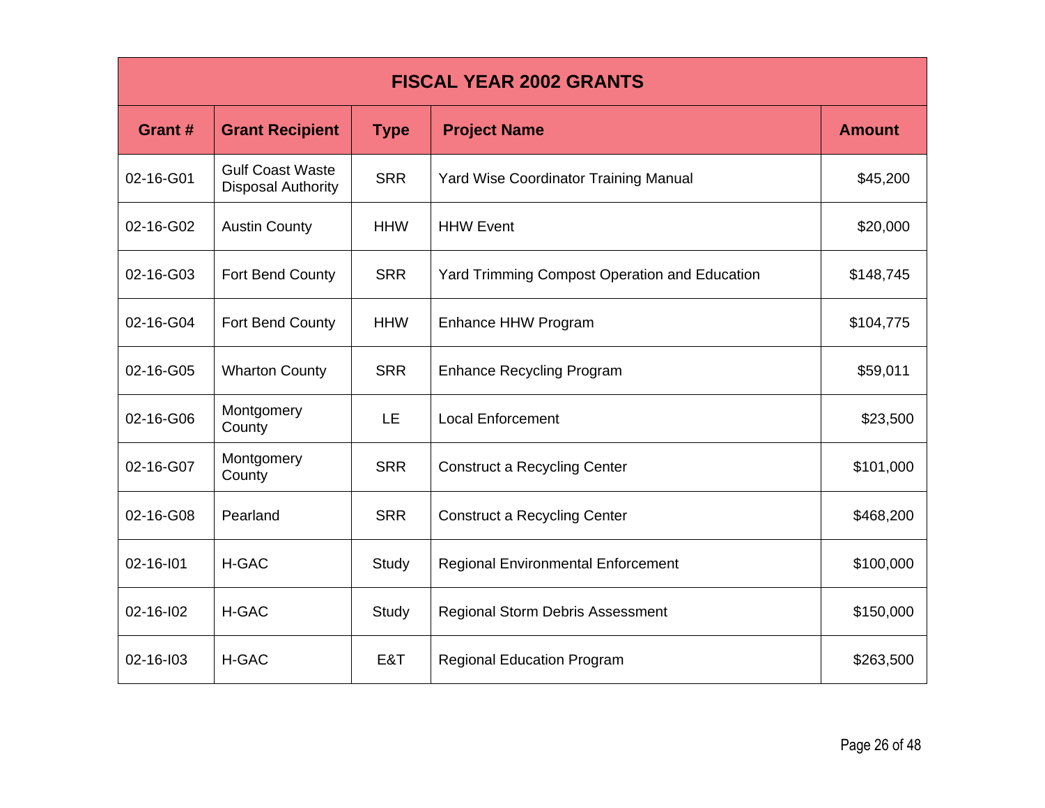| FISCAL YEAR 2002 GRANTS | | | | |
|---|---|---|---|---|
| **Grant #** | **Grant Recipient** | **Type** | **Project Name** | **Amount** |
| 02-16-G01 | Gulf Coast Waste Disposal Authority | SRR | Yard Wise Coordinator Training Manual | $45,200 |
| 02-16-G02 | Austin County | HHW | HHW Event | $20,000 |
| 02-16-G03 | Fort Bend County | SRR | Yard Trimming Compost Operation and Education | $148,745 |
| 02-16-G04 | Fort Bend County | HHW | Enhance HHW Program | $104,775 |
| 02-16-G05 | Wharton County | SRR | Enhance Recycling Program | $59,011 |
| 02-16-G06 | Montgomery County | LE | Local Enforcement | $23,500 |
| 02-16-G07 | Montgomery County | SRR | Construct a Recycling Center | $101,000 |
| 02-16-G08 | Pearland | SRR | Construct a Recycling Center | $468,200 |
| 02-16-I01 | H-GAC | Study | Regional Environmental Enforcement | $100,000 |
| 02-16-I02 | H-GAC | Study | Regional Storm Debris Assessment | $150,000 |
| 02-16-I03 | H-GAC | E&T | Regional Education Program | $263,500 |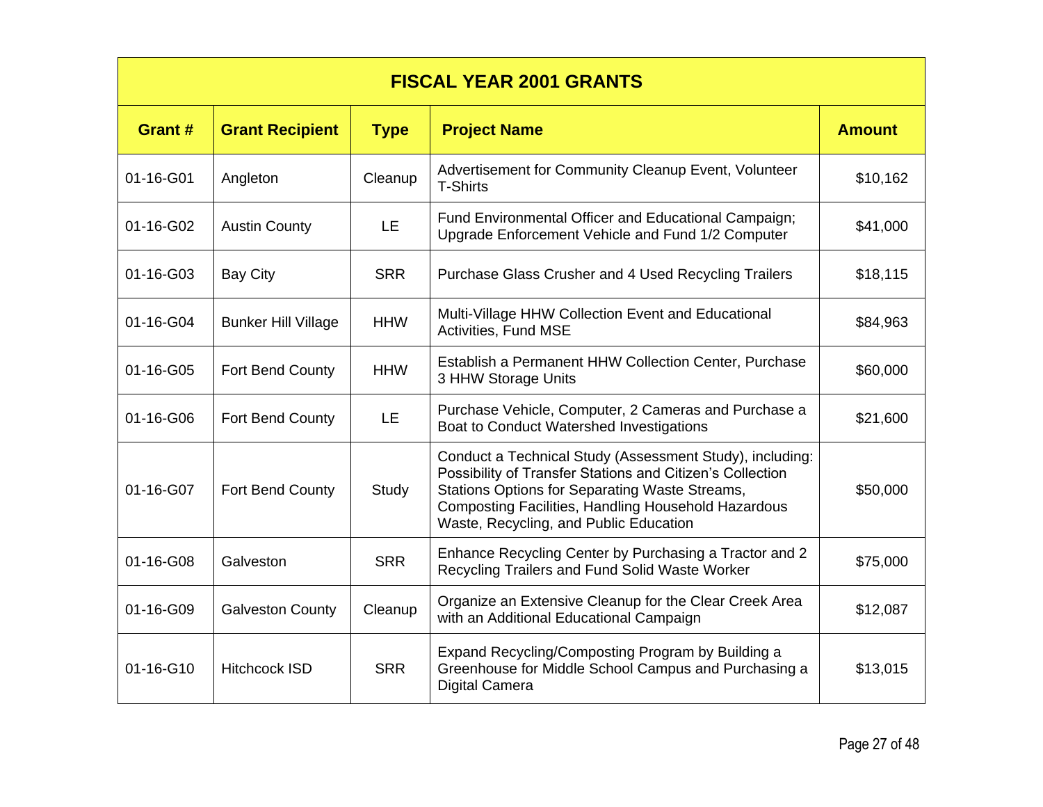| FISCAL YEAR 2001 GRANTS | | | | |
|---|---|---|---|---|
| **Grant #** | **Grant Recipient** | **Type** | **Project Name** | **Amount** |
| 01-16-G01 | Angleton | Cleanup | Advertisement for Community Cleanup Event, Volunteer T-Shirts | $10,162 |
| 01-16-G02 | Austin County | LE | Fund Environmental Officer and Educational Campaign; Upgrade Enforcement Vehicle and Fund 1/2 Computer | $41,000 |
| 01-16-G03 | Bay City | SRR | Purchase Glass Crusher and 4 Used Recycling Trailers | $18,115 |
| 01-16-G04 | Bunker Hill Village | HHW | Multi-Village HHW Collection Event and Educational Activities, Fund MSE | $84,963 |
| 01-16-G05 | Fort Bend County | HHW | Establish a Permanent HHW Collection Center, Purchase 3 HHW Storage Units | $60,000 |
| 01-16-G06 | Fort Bend County | LE | Purchase Vehicle, Computer, 2 Cameras and Purchase a Boat to Conduct Watershed Investigations | $21,600 |
| 01-16-G07 | Fort Bend County | Study | Conduct a Technical Study (Assessment Study), including: Possibility of Transfer Stations and Citizen's Collection Stations Options for Separating Waste Streams, Composting Facilities, Handling Household Hazardous Waste, Recycling, and Public Education | $50,000 |
| 01-16-G08 | Galveston | SRR | Enhance Recycling Center by Purchasing a Tractor and 2 Recycling Trailers and Fund Solid Waste Worker | $75,000 |
| 01-16-G09 | Galveston County | Cleanup | Organize an Extensive Cleanup for the Clear Creek Area with an Additional Educational Campaign | $12,087 |
| 01-16-G10 | Hitchcock ISD | SRR | Expand Recycling/Composting Program by Building a Greenhouse for Middle School Campus and Purchasing a Digital Camera | $13,015 |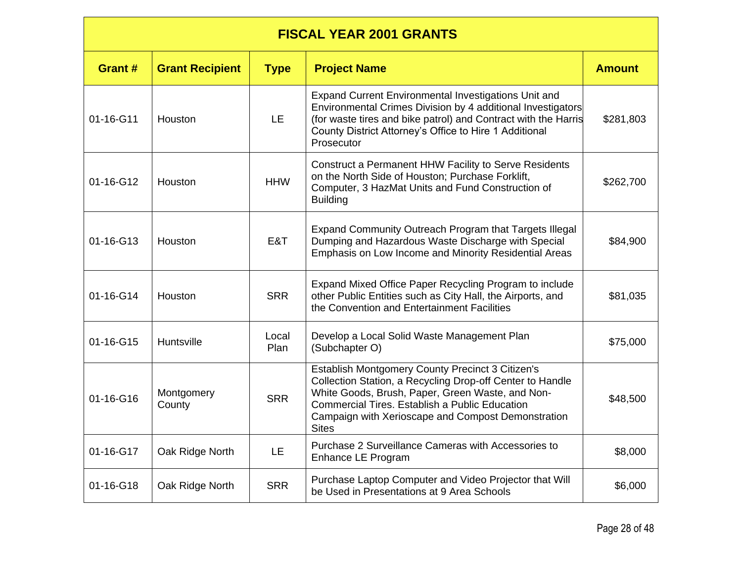| FISCAL YEAR 2001 GRANTS | | | | |
|---|---|---|---|---|
| **Grant #** | **Grant Recipient** | **Type** | **Project Name** | **Amount** |
| 01-16-G11 | Houston | LE | Expand Current Environmental Investigations Unit and Environmental Crimes Division by 4 additional Investigators (for waste tires and bike patrol) and Contract with the Harris County District Attorney's Office to Hire 1 Additional Prosecutor | $281,803 |
| 01-16-G12 | Houston | HHW | Construct a Permanent HHW Facility to Serve Residents on the North Side of Houston; Purchase Forklift, Computer, 3 HazMat Units and Fund Construction of Building | $262,700 |
| 01-16-G13 | Houston | E&T | Expand Community Outreach Program that Targets Illegal Dumping and Hazardous Waste Discharge with Special Emphasis on Low Income and Minority Residential Areas | $84,900 |
| 01-16-G14 | Houston | SRR | Expand Mixed Office Paper Recycling Program to include other Public Entities such as City Hall, the Airports, and the Convention and Entertainment Facilities | $81,035 |
| 01-16-G15 | Huntsville | Local Plan | Develop a Local Solid Waste Management Plan (Subchapter O) | $75,000 |
| 01-16-G16 | Montgomery County | SRR | Establish Montgomery County Precinct 3 Citizen's Collection Station, a Recycling Drop-off Center to Handle White Goods, Brush, Paper, Green Waste, and Non-Commercial Tires. Establish a Public Education Campaign with Xerioscape and Compost Demonstration Sites | $48,500 |
| 01-16-G17 | Oak Ridge North | LE | Purchase 2 Surveillance Cameras with Accessories to Enhance LE Program | $8,000 |
| 01-16-G18 | Oak Ridge North | SRR | Purchase Laptop Computer and Video Projector that Will be Used in Presentations at 9 Area Schools | $6,000 |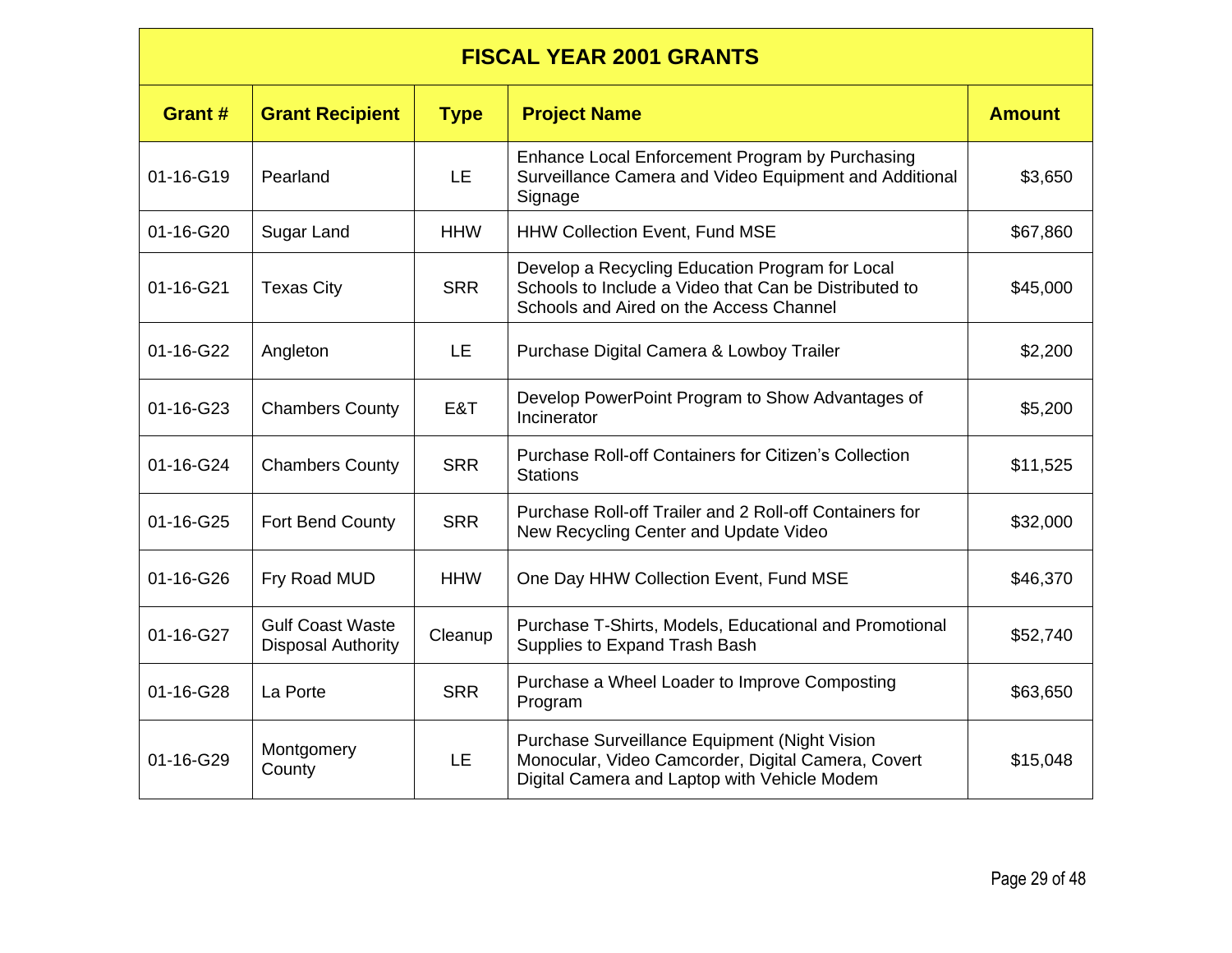| FISCAL YEAR 2001 GRANTS | | | | |
|---|---|---|---|---|
| **Grant #** | **Grant Recipient** | **Type** | **Project Name** | **Amount** |
| 01-16-G19 | Pearland | LE | Enhance Local Enforcement Program by Purchasing Surveillance Camera and Video Equipment and Additional Signage | $3,650 |
| 01-16-G20 | Sugar Land | HHW | HHW Collection Event, Fund MSE | $67,860 |
| 01-16-G21 | Texas City | SRR | Develop a Recycling Education Program for Local Schools to Include a Video that Can be Distributed to Schools and Aired on the Access Channel | $45,000 |
| 01-16-G22 | Angleton | LE | Purchase Digital Camera & Lowboy Trailer | $2,200 |
| 01-16-G23 | Chambers County | E&T | Develop PowerPoint Program to Show Advantages of Incinerator | $5,200 |
| 01-16-G24 | Chambers County | SRR | Purchase Roll-off Containers for Citizen's Collection Stations | $11,525 |
| 01-16-G25 | Fort Bend County | SRR | Purchase Roll-off Trailer and 2 Roll-off Containers for New Recycling Center and Update Video | $32,000 |
| 01-16-G26 | Fry Road MUD | HHW | One Day HHW Collection Event, Fund MSE | $46,370 |
| 01-16-G27 | Gulf Coast Waste Disposal Authority | Cleanup | Purchase T-Shirts, Models, Educational and Promotional Supplies to Expand Trash Bash | $52,740 |
| 01-16-G28 | La Porte | SRR | Purchase a Wheel Loader to Improve Composting Program | $63,650 |
| 01-16-G29 | Montgomery County | LE | Purchase Surveillance Equipment (Night Vision Monocular, Video Camcorder, Digital Camera, Covert Digital Camera and Laptop with Vehicle Modem | $15,048 |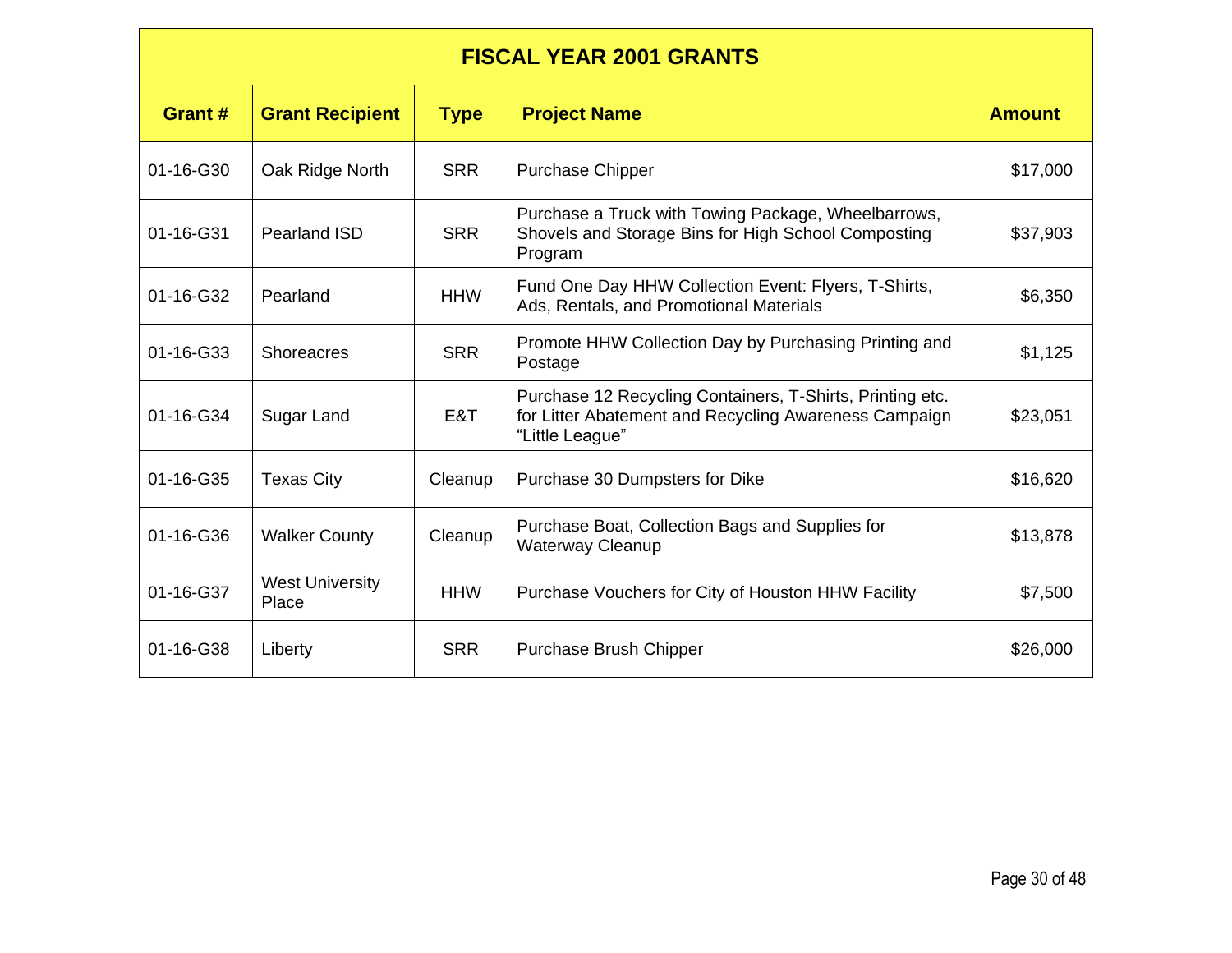| FISCAL YEAR 2001 GRANTS | | | | |
|---|---|---|---|---|
| **Grant #** | **Grant Recipient** | **Type** | **Project Name** | **Amount** |
| 01-16-G30 | Oak Ridge North | SRR | Purchase Chipper | $17,000 |
| 01-16-G31 | Pearland ISD | SRR | Purchase a Truck with Towing Package, Wheelbarrows, Shovels and Storage Bins for High School Composting Program | $37,903 |
| 01-16-G32 | Pearland | HHW | Fund One Day HHW Collection Event: Flyers, T-Shirts, Ads, Rentals, and Promotional Materials | $6,350 |
| 01-16-G33 | Shoreacres | SRR | Promote HHW Collection Day by Purchasing Printing and Postage | $1,125 |
| 01-16-G34 | Sugar Land | E&T | Purchase 12 Recycling Containers, T-Shirts, Printing etc. for Litter Abatement and Recycling Awareness Campaign "Little League" | $23,051 |
| 01-16-G35 | Texas City | Cleanup | Purchase 30 Dumpsters for Dike | $16,620 |
| 01-16-G36 | Walker County | Cleanup | Purchase Boat, Collection Bags and Supplies for Waterway Cleanup | $13,878 |
| 01-16-G37 | West University Place | HHW | Purchase Vouchers for City of Houston HHW Facility | $7,500 |
| 01-16-G38 | Liberty | SRR | Purchase Brush Chipper | $26,000 |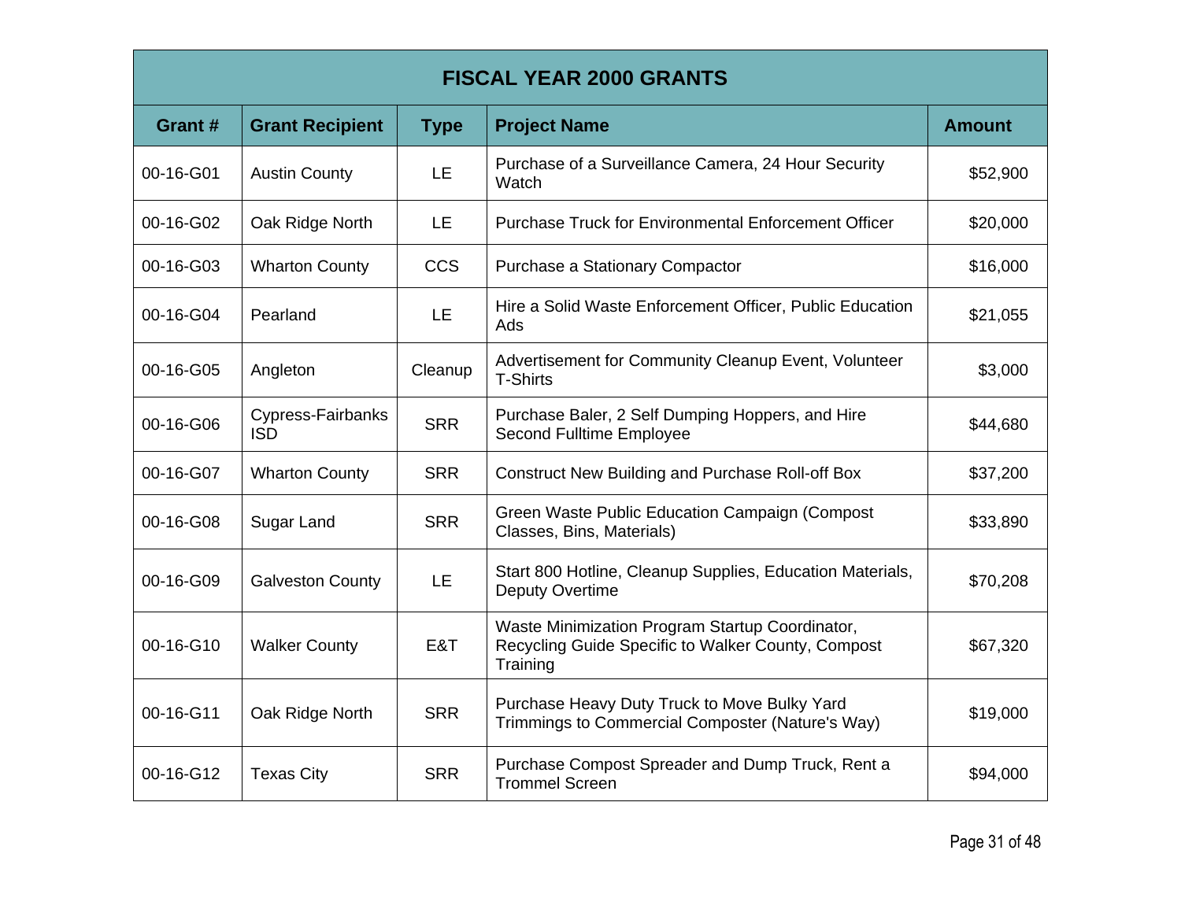| FISCAL YEAR 2000 GRANTS | | | | |
|---|---|---|---|---|
| **Grant #** | **Grant Recipient** | **Type** | **Project Name** | **Amount** |
| 00-16-G01 | Austin County | LE | Purchase of a Surveillance Camera, 24 Hour Security Watch | $52,900 |
| 00-16-G02 | Oak Ridge North | LE | Purchase Truck for Environmental Enforcement Officer | $20,000 |
| 00-16-G03 | Wharton County | CCS | Purchase a Stationary Compactor | $16,000 |
| 00-16-G04 | Pearland | LE | Hire a Solid Waste Enforcement Officer, Public Education Ads | $21,055 |
| 00-16-G05 | Angleton | Cleanup | Advertisement for Community Cleanup Event, Volunteer T-Shirts | $3,000 |
| 00-16-G06 | Cypress-Fairbanks ISD | SRR | Purchase Baler, 2 Self Dumping Hoppers, and Hire Second Fulltime Employee | $44,680 |
| 00-16-G07 | Wharton County | SRR | Construct New Building and Purchase Roll-off Box | $37,200 |
| 00-16-G08 | Sugar Land | SRR | Green Waste Public Education Campaign (Compost Classes, Bins, Materials) | $33,890 |
| 00-16-G09 | Galveston County | LE | Start 800 Hotline, Cleanup Supplies, Education Materials, Deputy Overtime | $70,208 |
| 00-16-G10 | Walker County | E&T | Waste Minimization Program Startup Coordinator, Recycling Guide Specific to Walker County, Compost Training | $67,320 |
| 00-16-G11 | Oak Ridge North | SRR | Purchase Heavy Duty Truck to Move Bulky Yard Trimmings to Commercial Composter (Nature's Way) | $19,000 |
| 00-16-G12 | Texas City | SRR | Purchase Compost Spreader and Dump Truck, Rent a Trommel Screen | $94,000 |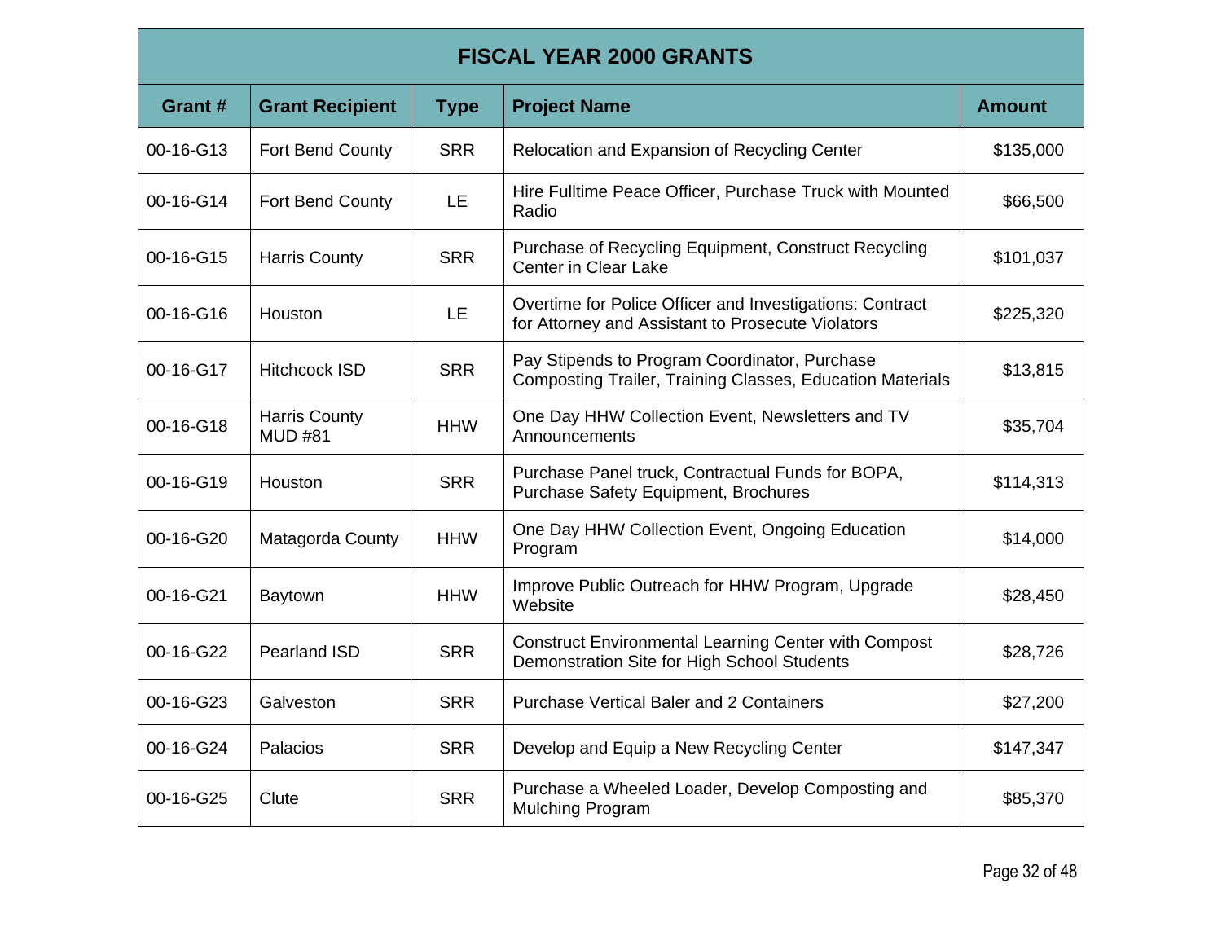| FISCAL YEAR 2000 GRANTS | | | | |
|---|---|---|---|---|
| **Grant #** | **Grant Recipient** | **Type** | **Project Name** | **Amount** |
| 00-16-G13 | Fort Bend County | SRR | Relocation and Expansion of Recycling Center | $135,000 |
| 00-16-G14 | Fort Bend County | LE | Hire Fulltime Peace Officer, Purchase Truck with Mounted Radio | $66,500 |
| 00-16-G15 | Harris County | SRR | Purchase of Recycling Equipment, Construct Recycling Center in Clear Lake | $101,037 |
| 00-16-G16 | Houston | LE | Overtime for Police Officer and Investigations: Contract for Attorney and Assistant to Prosecute Violators | $225,320 |
| 00-16-G17 | Hitchcock ISD | SRR | Pay Stipends to Program Coordinator, Purchase Composting Trailer, Training Classes, Education Materials | $13,815 |
| 00-16-G18 | Harris County MUD #81 | HHW | One Day HHW Collection Event, Newsletters and TV Announcements | $35,704 |
| 00-16-G19 | Houston | SRR | Purchase Panel truck, Contractual Funds for BOPA, Purchase Safety Equipment, Brochures | $114,313 |
| 00-16-G20 | Matagorda County | HHW | One Day HHW Collection Event, Ongoing Education Program | $14,000 |
| 00-16-G21 | Baytown | HHW | Improve Public Outreach for HHW Program, Upgrade Website | $28,450 |
| 00-16-G22 | Pearland ISD | SRR | Construct Environmental Learning Center with Compost Demonstration Site for High School Students | $28,726 |
| 00-16-G23 | Galveston | SRR | Purchase Vertical Baler and 2 Containers | $27,200 |
| 00-16-G24 | Palacios | SRR | Develop and Equip a New Recycling Center | $147,347 |
| 00-16-G25 | Clute | SRR | Purchase a Wheeled Loader, Develop Composting and Mulching Program | $85,370 |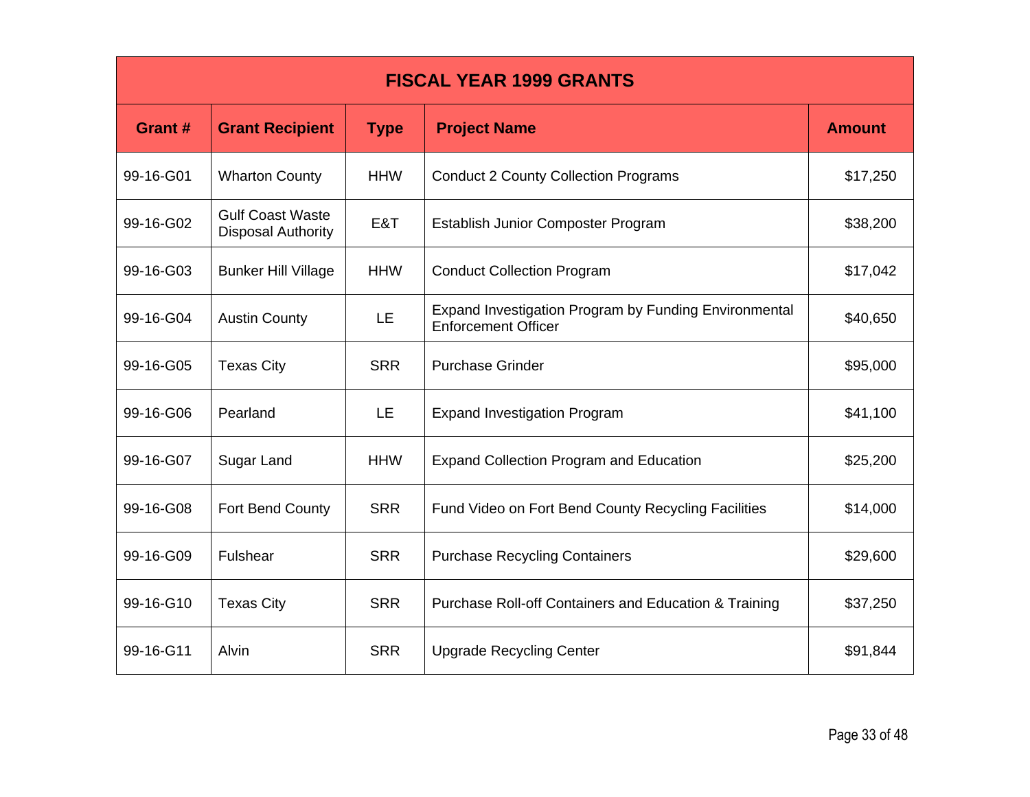| FISCAL YEAR 1999 GRANTS | | | | |
|---|---|---|---|---|
| **Grant #** | **Grant Recipient** | **Type** | **Project Name** | **Amount** |
| 99-16-G01 | Wharton County | HHW | Conduct 2 County Collection Programs | $17,250 |
| 99-16-G02 | Gulf Coast Waste Disposal Authority | E&T | Establish Junior Composter Program | $38,200 |
| 99-16-G03 | Bunker Hill Village | HHW | Conduct Collection Program | $17,042 |
| 99-16-G04 | Austin County | LE | Expand Investigation Program by Funding Environmental Enforcement Officer | $40,650 |
| 99-16-G05 | Texas City | SRR | Purchase Grinder | $95,000 |
| 99-16-G06 | Pearland | LE | Expand Investigation Program | $41,100 |
| 99-16-G07 | Sugar Land | HHW | Expand Collection Program and Education | $25,200 |
| 99-16-G08 | Fort Bend County | SRR | Fund Video on Fort Bend County Recycling Facilities | $14,000 |
| 99-16-G09 | Fulshear | SRR | Purchase Recycling Containers | $29,600 |
| 99-16-G10 | Texas City | SRR | Purchase Roll-off Containers and Education & Training | $37,250 |
| 99-16-G11 | Alvin | SRR | Upgrade Recycling Center | $91,844 |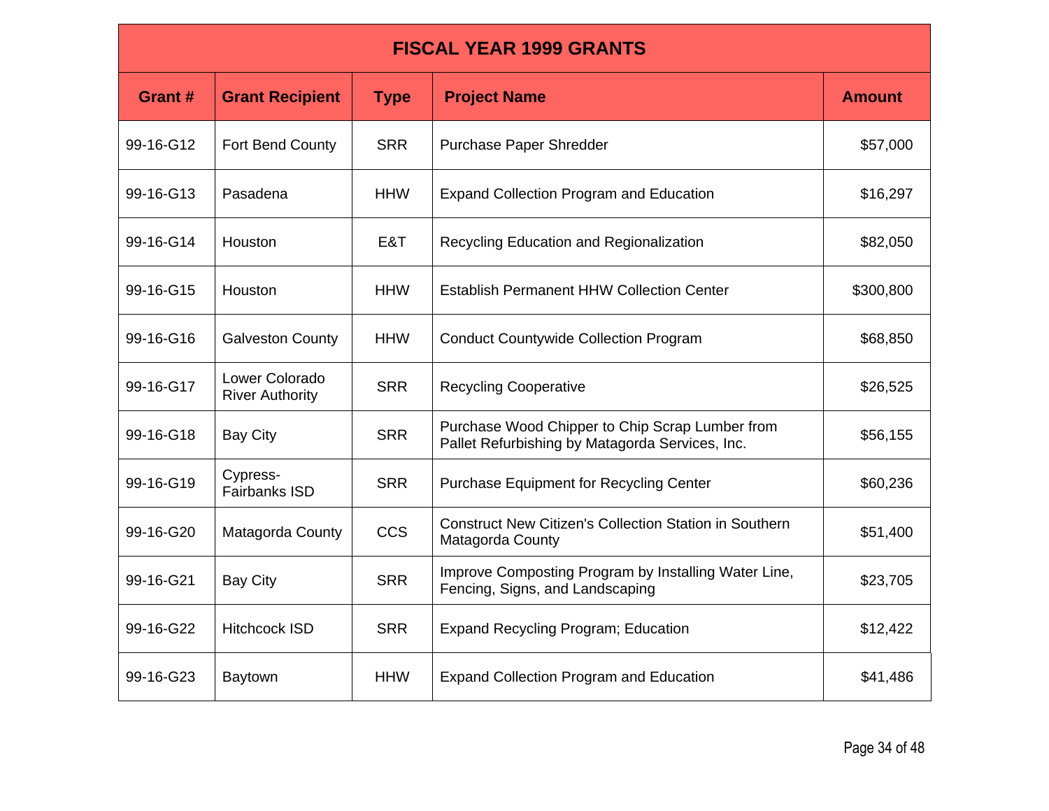| FISCAL YEAR 1999 GRANTS | | | | |
|---|---|---|---|---|
| **Grant #** | **Grant Recipient** | **Type** | **Project Name** | **Amount** |
| 99-16-G12 | Fort Bend County | SRR | Purchase Paper Shredder | $57,000 |
| 99-16-G13 | Pasadena | HHW | Expand Collection Program and Education | $16,297 |
| 99-16-G14 | Houston | E&T | Recycling Education and Regionalization | $82,050 |
| 99-16-G15 | Houston | HHW | Establish Permanent HHW Collection Center | $300,800 |
| 99-16-G16 | Galveston County | HHW | Conduct Countywide Collection Program | $68,850 |
| 99-16-G17 | Lower Colorado River Authority | SRR | Recycling Cooperative | $26,525 |
| 99-16-G18 | Bay City | SRR | Purchase Wood Chipper to Chip Scrap Lumber from Pallet Refurbishing by Matagorda Services, Inc. | $56,155 |
| 99-16-G19 | Cypress-Fairbanks ISD | SRR | Purchase Equipment for Recycling Center | $60,236 |
| 99-16-G20 | Matagorda County | CCS | Construct New Citizen's Collection Station in Southern Matagorda County | $51,400 |
| 99-16-G21 | Bay City | SRR | Improve Composting Program by Installing Water Line, Fencing, Signs, and Landscaping | $23,705 |
| 99-16-G22 | Hitchcock ISD | SRR | Expand Recycling Program; Education | $12,422 |
| 99-16-G23 | Baytown | HHW | Expand Collection Program and Education | $41,486 |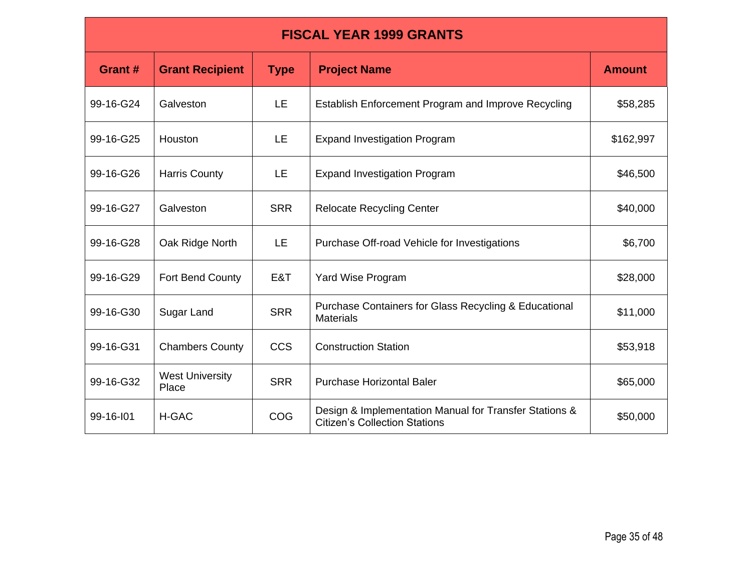| FISCAL YEAR 1999 GRANTS | | | | |
|---|---|---|---|---|
| **Grant #** | **Grant Recipient** | **Type** | **Project Name** | **Amount** |
| 99-16-G24 | Galveston | LE | Establish Enforcement Program and Improve Recycling | $58,285 |
| 99-16-G25 | Houston | LE | Expand Investigation Program | $162,997 |
| 99-16-G26 | Harris County | LE | Expand Investigation Program | $46,500 |
| 99-16-G27 | Galveston | SRR | Relocate Recycling Center | $40,000 |
| 99-16-G28 | Oak Ridge North | LE | Purchase Off-road Vehicle for Investigations | $6,700 |
| 99-16-G29 | Fort Bend County | E&T | Yard Wise Program | $28,000 |
| 99-16-G30 | Sugar Land | SRR | Purchase Containers for Glass Recycling & Educational Materials | $11,000 |
| 99-16-G31 | Chambers County | CCS | Construction Station | $53,918 |
| 99-16-G32 | West University Place | SRR | Purchase Horizontal Baler | $65,000 |
| 99-16-I01 | H-GAC | COG | Design & Implementation Manual for Transfer Stations & Citizen's Collection Stations | $50,000 |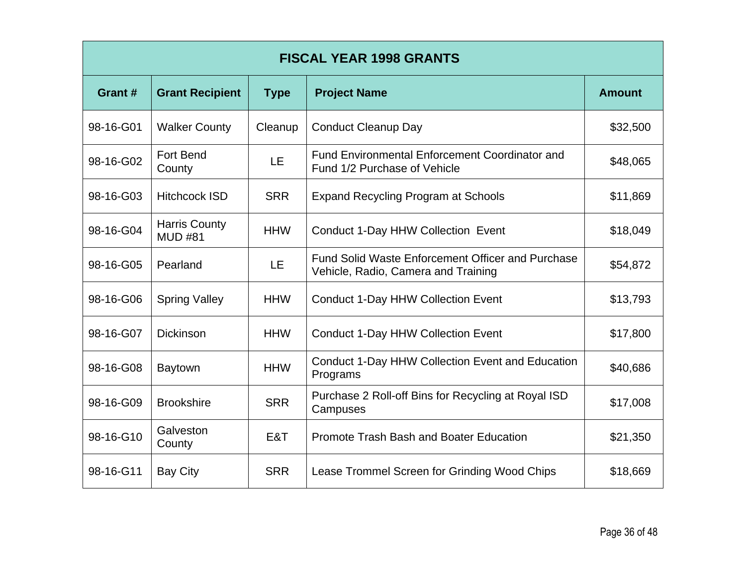| FISCAL YEAR 1998 GRANTS | | | | |
|---|---|---|---|---|
| **Grant #** | **Grant Recipient** | **Type** | **Project Name** | **Amount** |
| 98-16-G01 | Walker County | Cleanup | Conduct Cleanup Day | $32,500 |
| 98-16-G02 | Fort Bend County | LE | Fund Environmental Enforcement Coordinator and Fund 1/2 Purchase of Vehicle | $48,065 |
| 98-16-G03 | Hitchcock ISD | SRR | Expand Recycling Program at Schools | $11,869 |
| 98-16-G04 | Harris County MUD #81 | HHW | Conduct 1-Day HHW Collection Event | $18,049 |
| 98-16-G05 | Pearland | LE | Fund Solid Waste Enforcement Officer and Purchase Vehicle, Radio, Camera and Training | $54,872 |
| 98-16-G06 | Spring Valley | HHW | Conduct 1-Day HHW Collection Event | $13,793 |
| 98-16-G07 | Dickinson | HHW | Conduct 1-Day HHW Collection Event | $17,800 |
| 98-16-G08 | Baytown | HHW | Conduct 1-Day HHW Collection Event and Education Programs | $40,686 |
| 98-16-G09 | Brookshire | SRR | Purchase 2 Roll-off Bins for Recycling at Royal ISD Campuses | $17,008 |
| 98-16-G10 | Galveston County | E&T | Promote Trash Bash and Boater Education | $21,350 |
| 98-16-G11 | Bay City | SRR | Lease Trommel Screen for Grinding Wood Chips | $18,669 |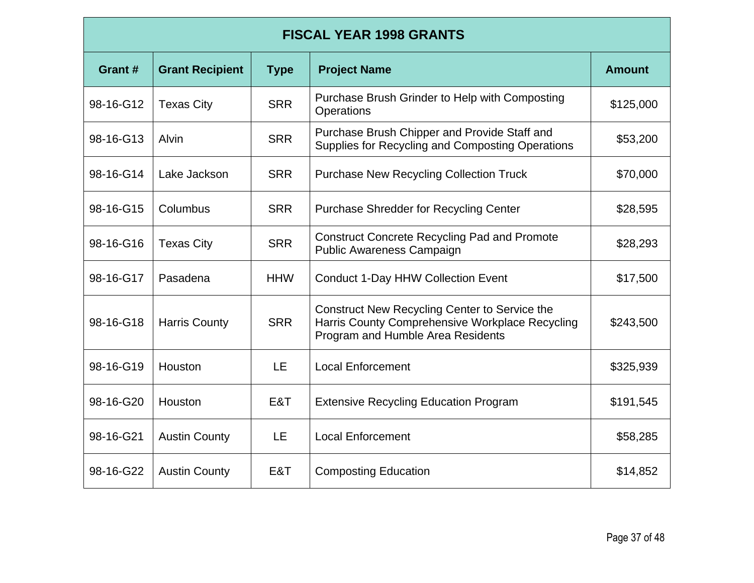| FISCAL YEAR 1998 GRANTS | | | | |
|---|---|---|---|---|
| **Grant #** | **Grant Recipient** | **Type** | **Project Name** | **Amount** |
| 98-16-G12 | Texas City | SRR | Purchase Brush Grinder to Help with Composting Operations | $125,000 |
| 98-16-G13 | Alvin | SRR | Purchase Brush Chipper and Provide Staff and Supplies for Recycling and Composting Operations | $53,200 |
| 98-16-G14 | Lake Jackson | SRR | Purchase New Recycling Collection Truck | $70,000 |
| 98-16-G15 | Columbus | SRR | Purchase Shredder for Recycling Center | $28,595 |
| 98-16-G16 | Texas City | SRR | Construct Concrete Recycling Pad and Promote Public Awareness Campaign | $28,293 |
| 98-16-G17 | Pasadena | HHW | Conduct 1-Day HHW Collection Event | $17,500 |
| 98-16-G18 | Harris County | SRR | Construct New Recycling Center to Service the Harris County Comprehensive Workplace Recycling Program and Humble Area Residents | $243,500 |
| 98-16-G19 | Houston | LE | Local Enforcement | $325,939 |
| 98-16-G20 | Houston | E&T | Extensive Recycling Education Program | $191,545 |
| 98-16-G21 | Austin County | LE | Local Enforcement | $58,285 |
| 98-16-G22 | Austin County | E&T | Composting Education | $14,852 |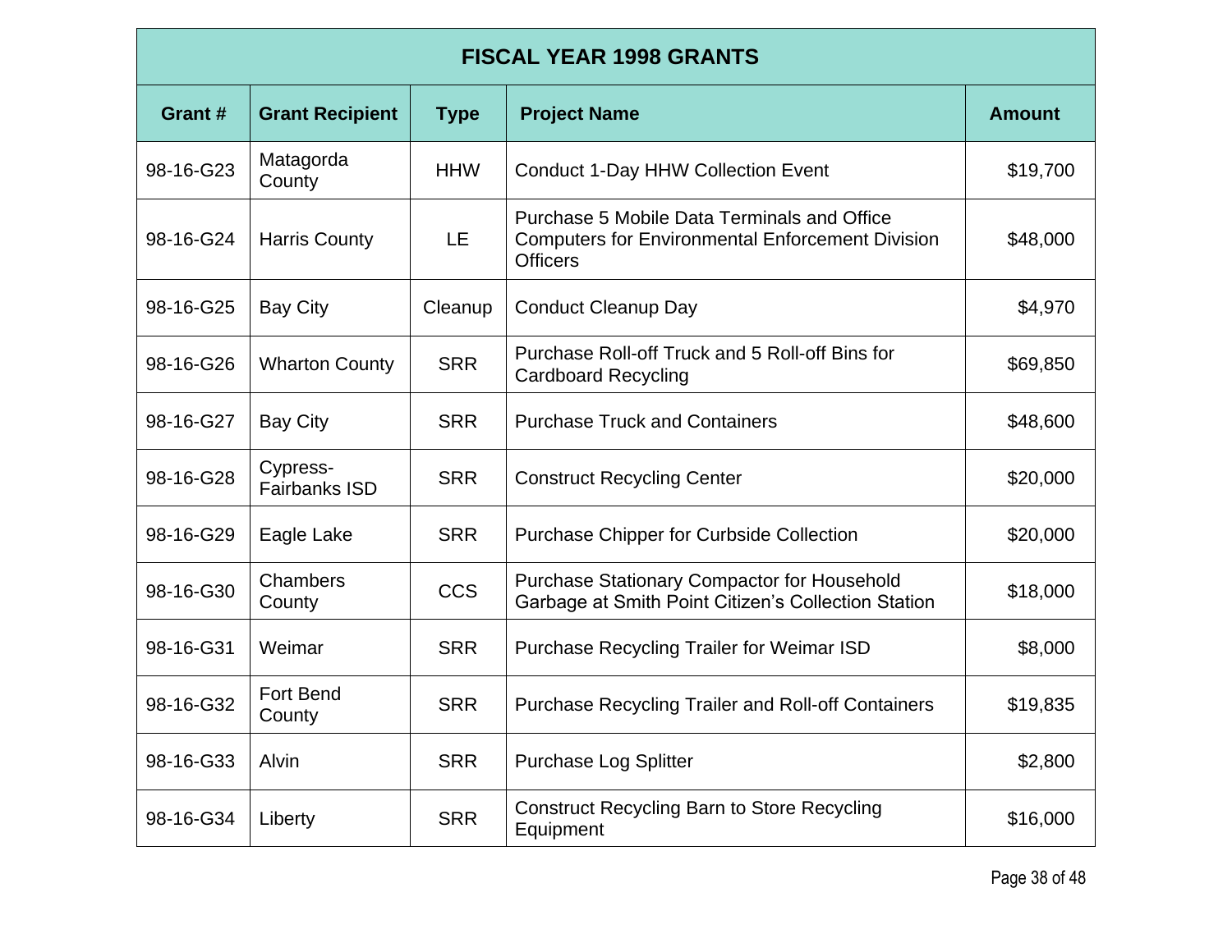| FISCAL YEAR 1998 GRANTS | | | | |
|---|---|---|---|---|
| **Grant #** | **Grant Recipient** | **Type** | **Project Name** | **Amount** |
| 98-16-G23 | Matagorda County | HHW | Conduct 1-Day HHW Collection Event | $19,700 |
| 98-16-G24 | Harris County | LE | Purchase 5 Mobile Data Terminals and Office Computers for Environmental Enforcement Division Officers | $48,000 |
| 98-16-G25 | Bay City | Cleanup | Conduct Cleanup Day | $4,970 |
| 98-16-G26 | Wharton County | SRR | Purchase Roll-off Truck and 5 Roll-off Bins for Cardboard Recycling | $69,850 |
| 98-16-G27 | Bay City | SRR | Purchase Truck and Containers | $48,600 |
| 98-16-G28 | Cypress-Fairbanks ISD | SRR | Construct Recycling Center | $20,000 |
| 98-16-G29 | Eagle Lake | SRR | Purchase Chipper for Curbside Collection | $20,000 |
| 98-16-G30 | Chambers County | CCS | Purchase Stationary Compactor for Household Garbage at Smith Point Citizen's Collection Station | $18,000 |
| 98-16-G31 | Weimar | SRR | Purchase Recycling Trailer for Weimar ISD | $8,000 |
| 98-16-G32 | Fort Bend County | SRR | Purchase Recycling Trailer and Roll-off Containers | $19,835 |
| 98-16-G33 | Alvin | SRR | Purchase Log Splitter | $2,800 |
| 98-16-G34 | Liberty | SRR | Construct Recycling Barn to Store Recycling Equipment | $16,000 |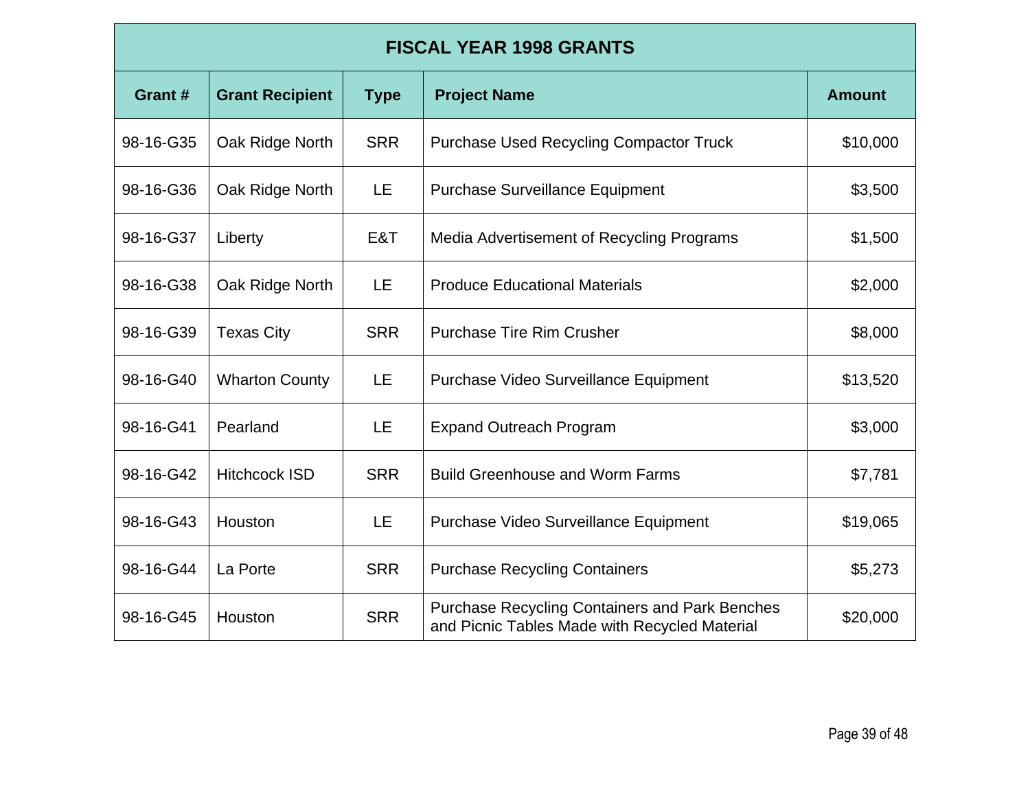| FISCAL YEAR 1998 GRANTS | | | | |
|---|---|---|---|---|
| **Grant #** | **Grant Recipient** | **Type** | **Project Name** | **Amount** |
| 98-16-G35 | Oak Ridge North | SRR | Purchase Used Recycling Compactor Truck | $10,000 |
| 98-16-G36 | Oak Ridge North | LE | Purchase Surveillance Equipment | $3,500 |
| 98-16-G37 | Liberty | E&T | Media Advertisement of Recycling Programs | $1,500 |
| 98-16-G38 | Oak Ridge North | LE | Produce Educational Materials | $2,000 |
| 98-16-G39 | Texas City | SRR | Purchase Tire Rim Crusher | $8,000 |
| 98-16-G40 | Wharton County | LE | Purchase Video Surveillance Equipment | $13,520 |
| 98-16-G41 | Pearland | LE | Expand Outreach Program | $3,000 |
| 98-16-G42 | Hitchcock ISD | SRR | Build Greenhouse and Worm Farms | $7,781 |
| 98-16-G43 | Houston | LE | Purchase Video Surveillance Equipment | $19,065 |
| 98-16-G44 | La Porte | SRR | Purchase Recycling Containers | $5,273 |
| 98-16-G45 | Houston | SRR | Purchase Recycling Containers and Park Benches and Picnic Tables Made with Recycled Material | $20,000 |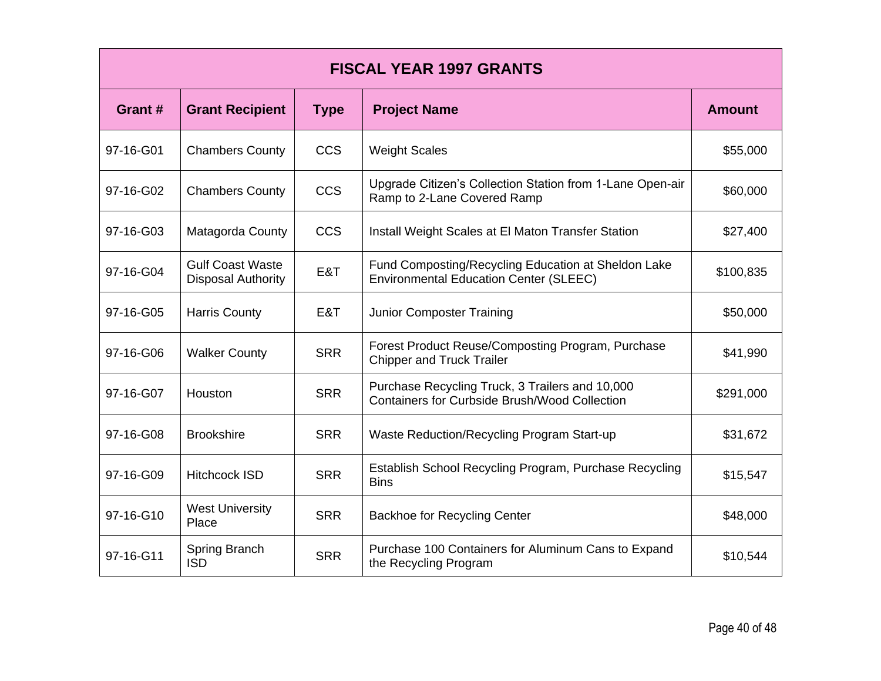| FISCAL YEAR 1997 GRANTS | | | | |
|---|---|---|---|---|
| **Grant #** | **Grant Recipient** | **Type** | **Project Name** | **Amount** |
| 97-16-G01 | Chambers County | CCS | Weight Scales | $55,000 |
| 97-16-G02 | Chambers County | CCS | Upgrade Citizen's Collection Station from 1-Lane Open-air Ramp to 2-Lane Covered Ramp | $60,000 |
| 97-16-G03 | Matagorda County | CCS | Install Weight Scales at El Maton Transfer Station | $27,400 |
| 97-16-G04 | Gulf Coast Waste Disposal Authority | E&T | Fund Composting/Recycling Education at Sheldon Lake Environmental Education Center (SLEEC) | $100,835 |
| 97-16-G05 | Harris County | E&T | Junior Composter Training | $50,000 |
| 97-16-G06 | Walker County | SRR | Forest Product Reuse/Composting Program, Purchase Chipper and Truck Trailer | $41,990 |
| 97-16-G07 | Houston | SRR | Purchase Recycling Truck, 3 Trailers and 10,000 Containers for Curbside Brush/Wood Collection | $291,000 |
| 97-16-G08 | Brookshire | SRR | Waste Reduction/Recycling Program Start-up | $31,672 |
| 97-16-G09 | Hitchcock ISD | SRR | Establish School Recycling Program, Purchase Recycling Bins | $15,547 |
| 97-16-G10 | West University Place | SRR | Backhoe for Recycling Center | $48,000 |
| 97-16-G11 | Spring Branch ISD | SRR | Purchase 100 Containers for Aluminum Cans to Expand the Recycling Program | $10,544 |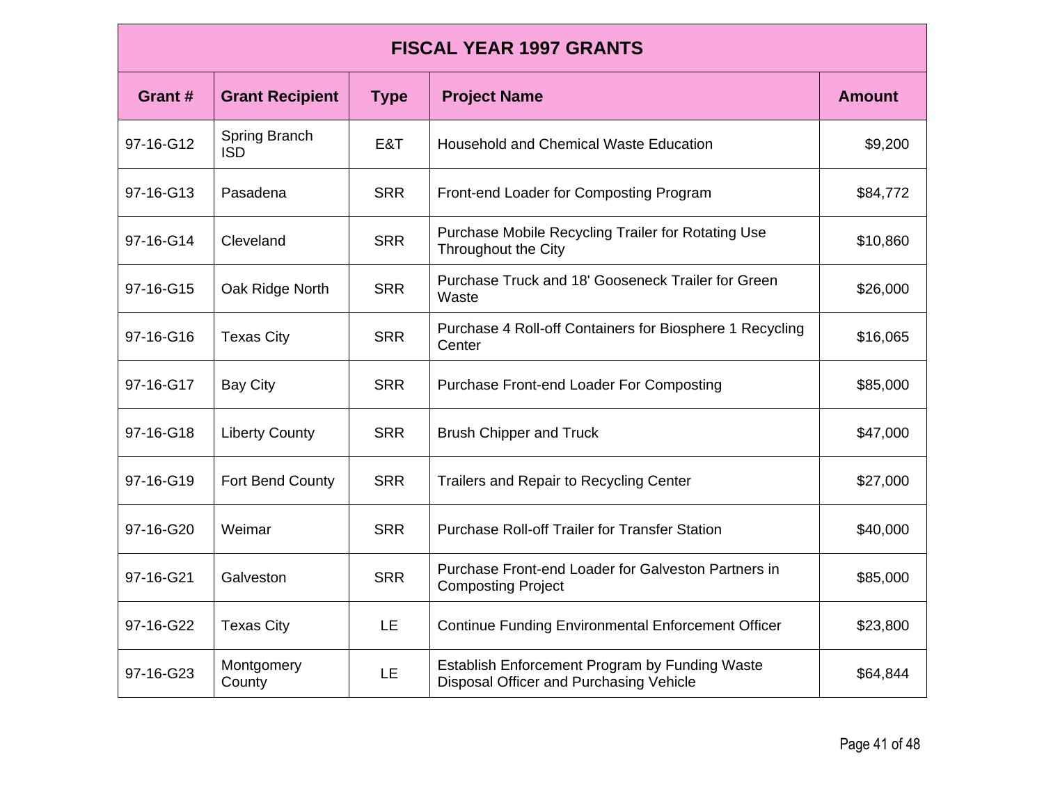| FISCAL YEAR 1997 GRANTS | | | | |
|---|---|---|---|---|
| **Grant #** | **Grant Recipient** | **Type** | **Project Name** | **Amount** |
| 97-16-G12 | Spring Branch ISD | E&T | Household and Chemical Waste Education | $9,200 |
| 97-16-G13 | Pasadena | SRR | Front-end Loader for Composting Program | $84,772 |
| 97-16-G14 | Cleveland | SRR | Purchase Mobile Recycling Trailer for Rotating Use Throughout the City | $10,860 |
| 97-16-G15 | Oak Ridge North | SRR | Purchase Truck and 18' Gooseneck Trailer for Green Waste | $26,000 |
| 97-16-G16 | Texas City | SRR | Purchase 4 Roll-off Containers for Biosphere 1 Recycling Center | $16,065 |
| 97-16-G17 | Bay City | SRR | Purchase Front-end Loader For Composting | $85,000 |
| 97-16-G18 | Liberty County | SRR | Brush Chipper and Truck | $47,000 |
| 97-16-G19 | Fort Bend County | SRR | Trailers and Repair to Recycling Center | $27,000 |
| 97-16-G20 | Weimar | SRR | Purchase Roll-off Trailer for Transfer Station | $40,000 |
| 97-16-G21 | Galveston | SRR | Purchase Front-end Loader for Galveston Partners in Composting Project | $85,000 |
| 97-16-G22 | Texas City | LE | Continue Funding Environmental Enforcement Officer | $23,800 |
| 97-16-G23 | Montgomery County | LE | Establish Enforcement Program by Funding Waste Disposal Officer and Purchasing Vehicle | $64,844 |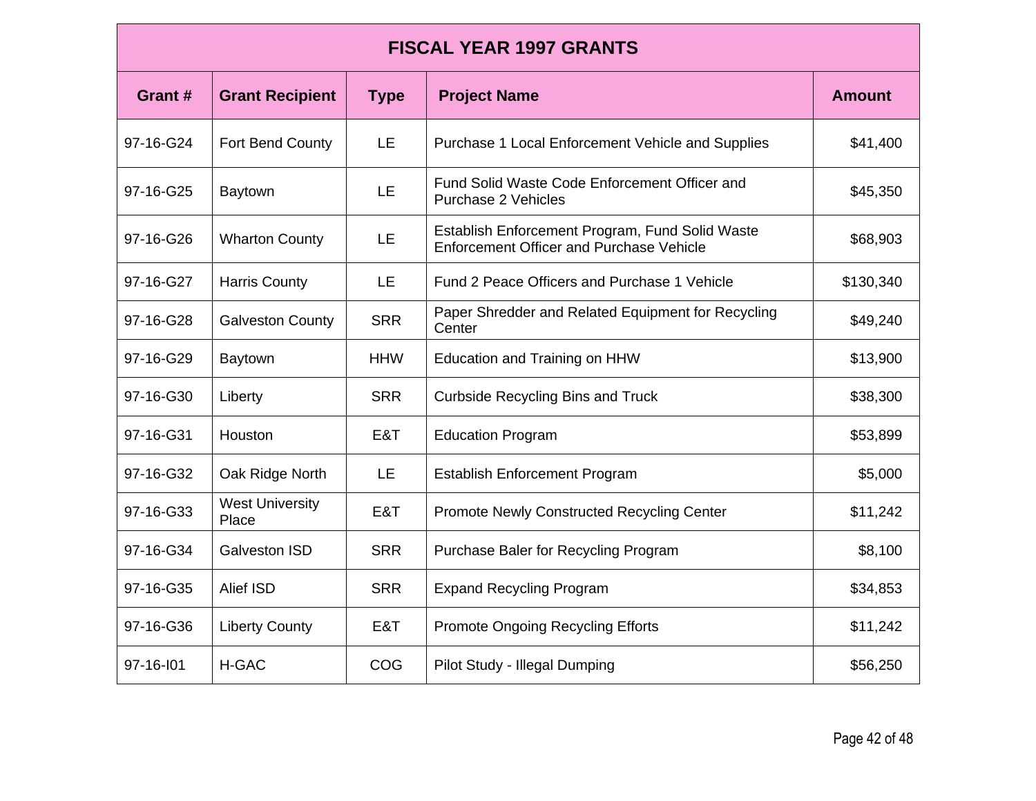| FISCAL YEAR 1997 GRANTS | | | | |
|---|---|---|---|---|
| **Grant #** | **Grant Recipient** | **Type** | **Project Name** | **Amount** |
| 97-16-G24 | Fort Bend County | LE | Purchase 1 Local Enforcement Vehicle and Supplies | $41,400 |
| 97-16-G25 | Baytown | LE | Fund Solid Waste Code Enforcement Officer and Purchase 2 Vehicles | $45,350 |
| 97-16-G26 | Wharton County | LE | Establish Enforcement Program, Fund Solid Waste Enforcement Officer and Purchase Vehicle | $68,903 |
| 97-16-G27 | Harris County | LE | Fund 2 Peace Officers and Purchase 1 Vehicle | $130,340 |
| 97-16-G28 | Galveston County | SRR | Paper Shredder and Related Equipment for Recycling Center | $49,240 |
| 97-16-G29 | Baytown | HHW | Education and Training on HHW | $13,900 |
| 97-16-G30 | Liberty | SRR | Curbside Recycling Bins and Truck | $38,300 |
| 97-16-G31 | Houston | E&T | Education Program | $53,899 |
| 97-16-G32 | Oak Ridge North | LE | Establish Enforcement Program | $5,000 |
| 97-16-G33 | West University Place | E&T | Promote Newly Constructed Recycling Center | $11,242 |
| 97-16-G34 | Galveston ISD | SRR | Purchase Baler for Recycling Program | $8,100 |
| 97-16-G35 | Alief ISD | SRR | Expand Recycling Program | $34,853 |
| 97-16-G36 | Liberty County | E&T | Promote Ongoing Recycling Efforts | $11,242 |
| 97-16-I01 | H-GAC | COG | Pilot Study - Illegal Dumping | $56,250 |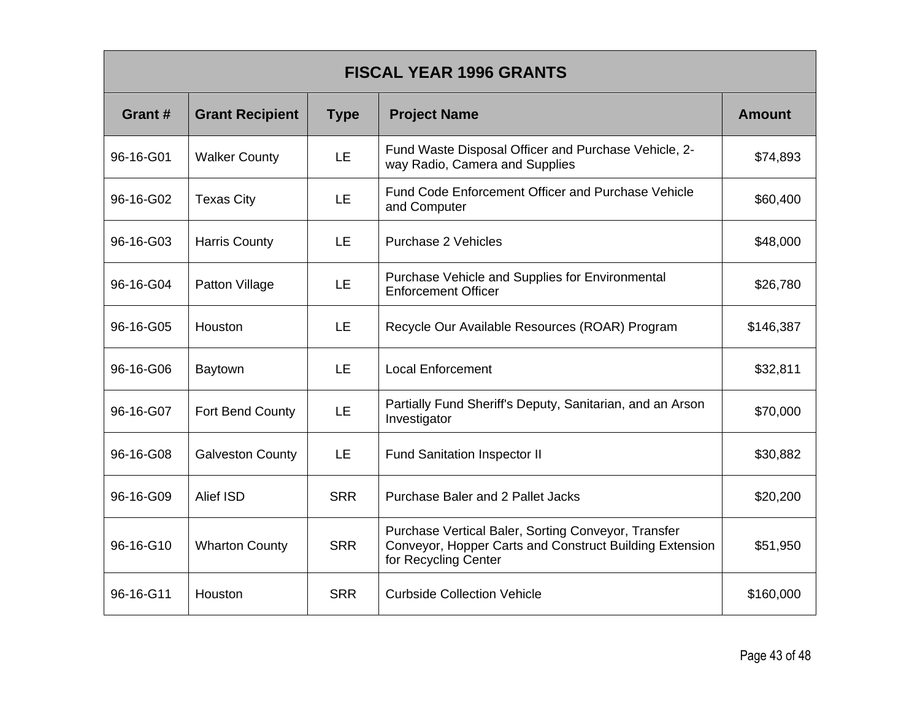| FISCAL YEAR 1996 GRANTS | | | | |
|---|---|---|---|---|
| **Grant #** | **Grant Recipient** | **Type** | **Project Name** | **Amount** |
| 96-16-G01 | Walker County | LE | Fund Waste Disposal Officer and Purchase Vehicle, 2-way Radio, Camera and Supplies | $74,893 |
| 96-16-G02 | Texas City | LE | Fund Code Enforcement Officer and Purchase Vehicle and Computer | $60,400 |
| 96-16-G03 | Harris County | LE | Purchase 2 Vehicles | $48,000 |
| 96-16-G04 | Patton Village | LE | Purchase Vehicle and Supplies for Environmental Enforcement Officer | $26,780 |
| 96-16-G05 | Houston | LE | Recycle Our Available Resources (ROAR) Program | $146,387 |
| 96-16-G06 | Baytown | LE | Local Enforcement | $32,811 |
| 96-16-G07 | Fort Bend County | LE | Partially Fund Sheriff's Deputy, Sanitarian, and an Arson Investigator | $70,000 |
| 96-16-G08 | Galveston County | LE | Fund Sanitation Inspector II | $30,882 |
| 96-16-G09 | Alief ISD | SRR | Purchase Baler and 2 Pallet Jacks | $20,200 |
| 96-16-G10 | Wharton County | SRR | Purchase Vertical Baler, Sorting Conveyor, Transfer Conveyor, Hopper Carts and Construct Building Extension for Recycling Center | $51,950 |
| 96-16-G11 | Houston | SRR | Curbside Collection Vehicle | $160,000 |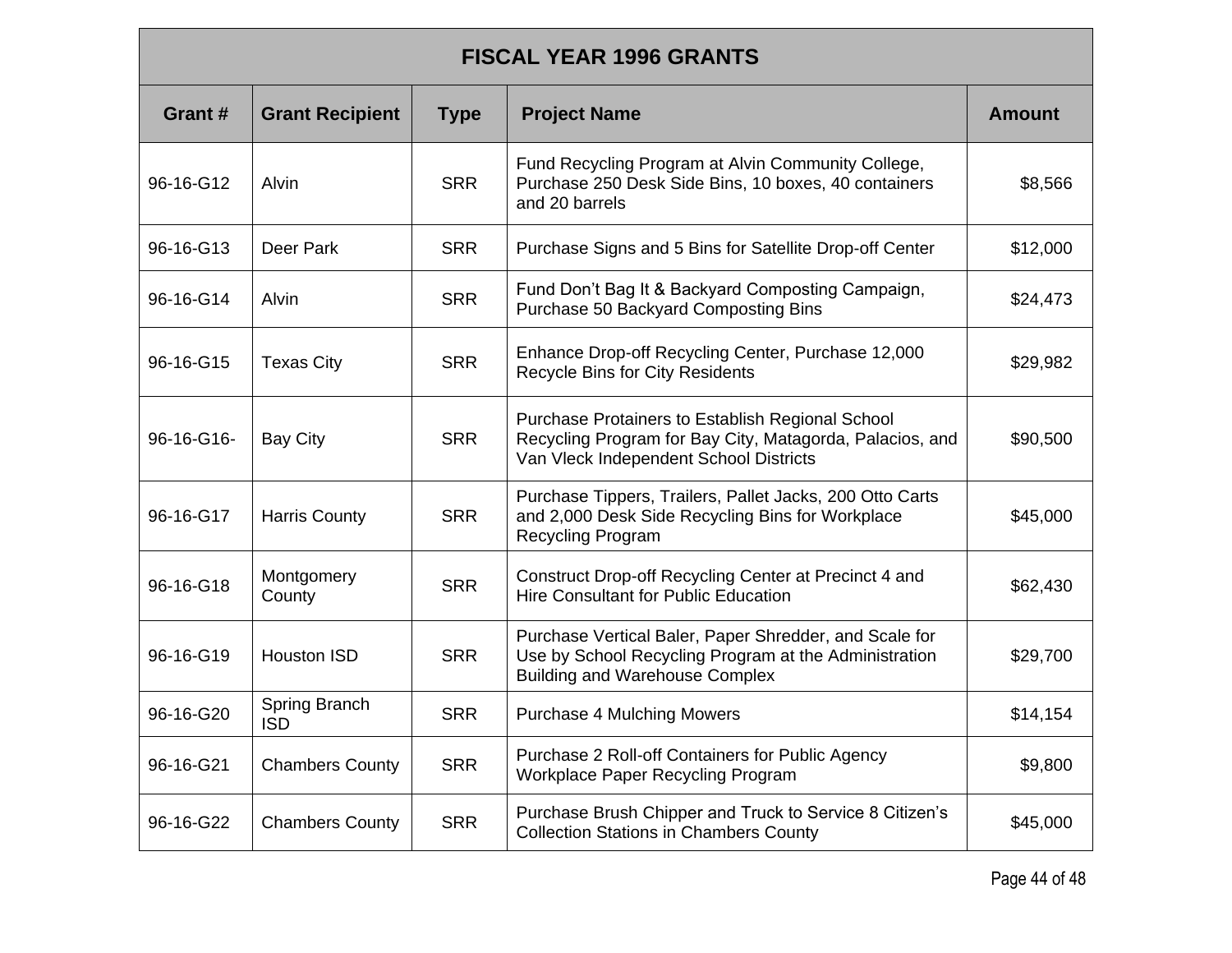| FISCAL YEAR 1996 GRANTS | | | | |
|---|---|---|---|---|
| **Grant #** | **Grant Recipient** | **Type** | **Project Name** | **Amount** |
| 96-16-G12 | Alvin | SRR | Fund Recycling Program at Alvin Community College, Purchase 250 Desk Side Bins, 10 boxes, 40 containers and 20 barrels | $8,566 |
| 96-16-G13 | Deer Park | SRR | Purchase Signs and 5 Bins for Satellite Drop-off Center | $12,000 |
| 96-16-G14 | Alvin | SRR | Fund Don't Bag It & Backyard Composting Campaign, Purchase 50 Backyard Composting Bins | $24,473 |
| 96-16-G15 | Texas City | SRR | Enhance Drop-off Recycling Center, Purchase 12,000 Recycle Bins for City Residents | $29,982 |
| 96-16-G16- | Bay City | SRR | Purchase Protainers to Establish Regional School Recycling Program for Bay City, Matagorda, Palacios, and Van Vleck Independent School Districts | $90,500 |
| 96-16-G17 | Harris County | SRR | Purchase Tippers, Trailers, Pallet Jacks, 200 Otto Carts and 2,000 Desk Side Recycling Bins for Workplace Recycling Program | $45,000 |
| 96-16-G18 | Montgomery County | SRR | Construct Drop-off Recycling Center at Precinct 4 and Hire Consultant for Public Education | $62,430 |
| 96-16-G19 | Houston ISD | SRR | Purchase Vertical Baler, Paper Shredder, and Scale for Use by School Recycling Program at the Administration Building and Warehouse Complex | $29,700 |
| 96-16-G20 | Spring Branch ISD | SRR | Purchase 4 Mulching Mowers | $14,154 |
| 96-16-G21 | Chambers County | SRR | Purchase 2 Roll-off Containers for Public Agency Workplace Paper Recycling Program | $9,800 |
| 96-16-G22 | Chambers County | SRR | Purchase Brush Chipper and Truck to Service 8 Citizen's Collection Stations in Chambers County | $45,000 |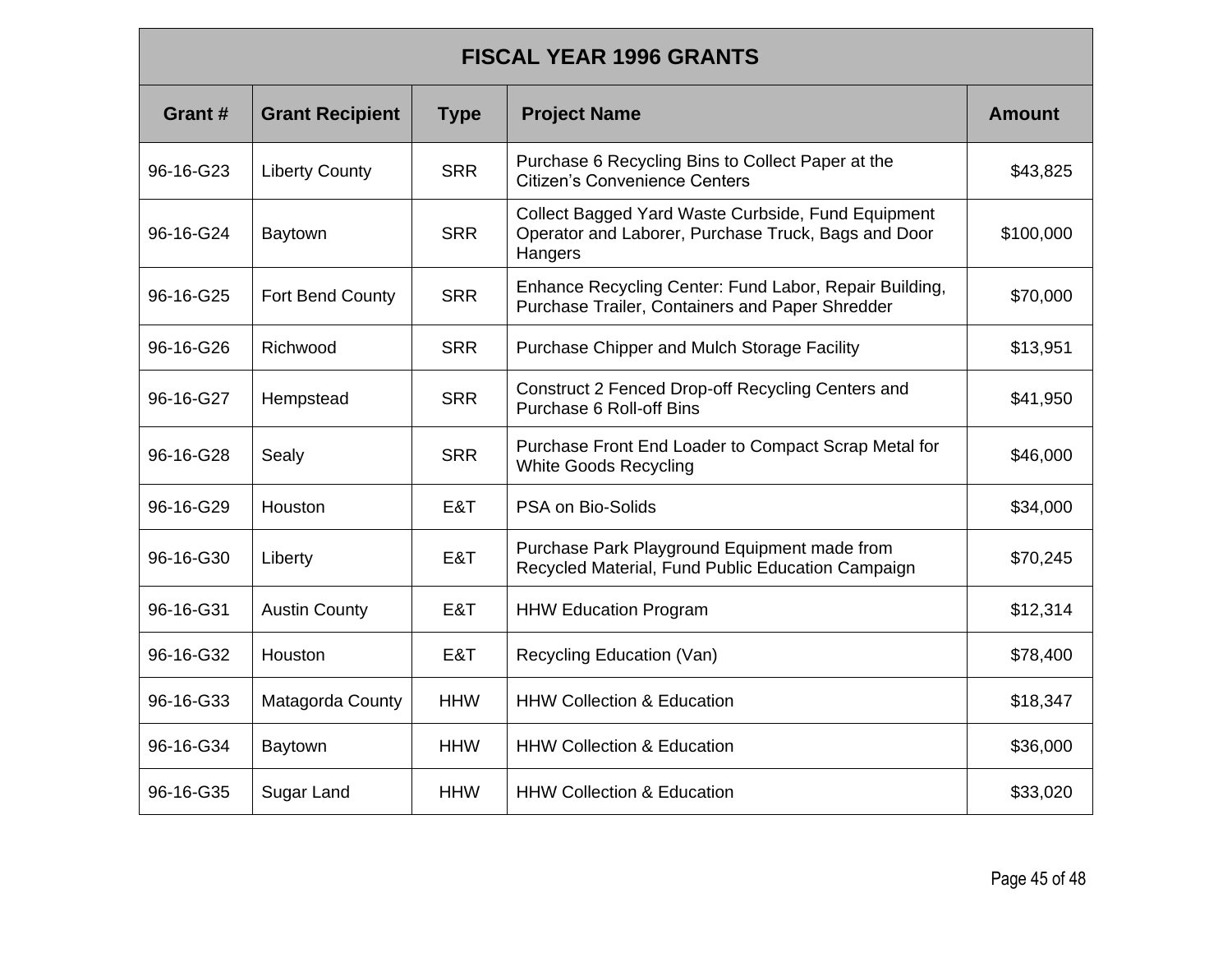| FISCAL YEAR 1996 GRANTS | | | | |
|---|---|---|---|---|
| **Grant #** | **Grant Recipient** | **Type** | **Project Name** | **Amount** |
| 96-16-G23 | Liberty County | SRR | Purchase 6 Recycling Bins to Collect Paper at the Citizen's Convenience Centers | $43,825 |
| 96-16-G24 | Baytown | SRR | Collect Bagged Yard Waste Curbside, Fund Equipment Operator and Laborer, Purchase Truck, Bags and Door Hangers | $100,000 |
| 96-16-G25 | Fort Bend County | SRR | Enhance Recycling Center: Fund Labor, Repair Building, Purchase Trailer, Containers and Paper Shredder | $70,000 |
| 96-16-G26 | Richwood | SRR | Purchase Chipper and Mulch Storage Facility | $13,951 |
| 96-16-G27 | Hempstead | SRR | Construct 2 Fenced Drop-off Recycling Centers and Purchase 6 Roll-off Bins | $41,950 |
| 96-16-G28 | Sealy | SRR | Purchase Front End Loader to Compact Scrap Metal for White Goods Recycling | $46,000 |
| 96-16-G29 | Houston | E&T | PSA on Bio-Solids | $34,000 |
| 96-16-G30 | Liberty | E&T | Purchase Park Playground Equipment made from Recycled Material, Fund Public Education Campaign | $70,245 |
| 96-16-G31 | Austin County | E&T | HHW Education Program | $12,314 |
| 96-16-G32 | Houston | E&T | Recycling Education (Van) | $78,400 |
| 96-16-G33 | Matagorda County | HHW | HHW Collection & Education | $18,347 |
| 96-16-G34 | Baytown | HHW | HHW Collection & Education | $36,000 |
| 96-16-G35 | Sugar Land | HHW | HHW Collection & Education | $33,020 |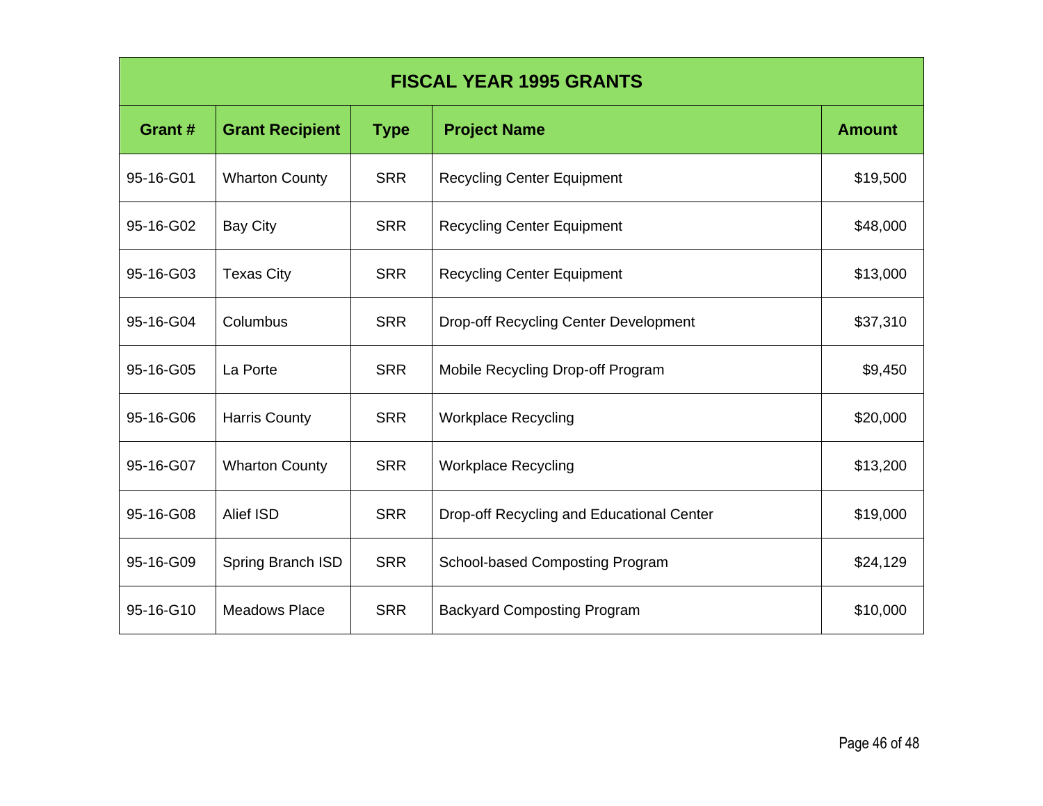| FISCAL YEAR 1995 GRANTS | | | | |
|---|---|---|---|---|
| **Grant #** | **Grant Recipient** | **Type** | **Project Name** | **Amount** |
| 95-16-G01 | Wharton County | SRR | Recycling Center Equipment | $19,500 |
| 95-16-G02 | Bay City | SRR | Recycling Center Equipment | $48,000 |
| 95-16-G03 | Texas City | SRR | Recycling Center Equipment | $13,000 |
| 95-16-G04 | Columbus | SRR | Drop-off Recycling Center Development | $37,310 |
| 95-16-G05 | La Porte | SRR | Mobile Recycling Drop-off Program | $9,450 |
| 95-16-G06 | Harris County | SRR | Workplace Recycling | $20,000 |
| 95-16-G07 | Wharton County | SRR | Workplace Recycling | $13,200 |
| 95-16-G08 | Alief ISD | SRR | Drop-off Recycling and Educational Center | $19,000 |
| 95-16-G09 | Spring Branch ISD | SRR | School-based Composting Program | $24,129 |
| 95-16-G10 | Meadows Place | SRR | Backyard Composting Program | $10,000 |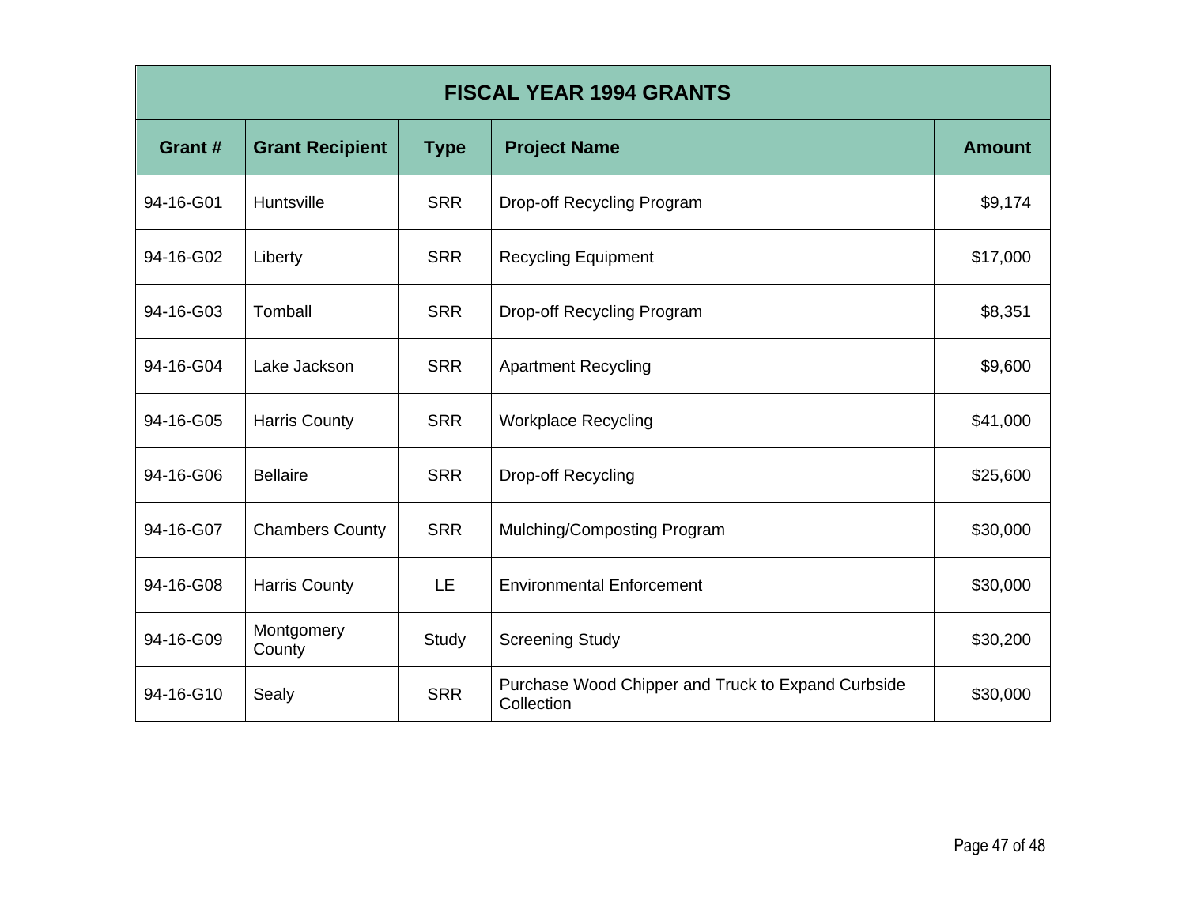| FISCAL YEAR 1994 GRANTS | | | | |
|---|---|---|---|---|
| **Grant #** | **Grant Recipient** | **Type** | **Project Name** | **Amount** |
| 94-16-G01 | Huntsville | SRR | Drop-off Recycling Program | $9,174 |
| 94-16-G02 | Liberty | SRR | Recycling Equipment | $17,000 |
| 94-16-G03 | Tomball | SRR | Drop-off Recycling Program | $8,351 |
| 94-16-G04 | Lake Jackson | SRR | Apartment Recycling | $9,600 |
| 94-16-G05 | Harris County | SRR | Workplace Recycling | $41,000 |
| 94-16-G06 | Bellaire | SRR | Drop-off Recycling | $25,600 |
| 94-16-G07 | Chambers County | SRR | Mulching/Composting Program | $30,000 |
| 94-16-G08 | Harris County | LE | Environmental Enforcement | $30,000 |
| 94-16-G09 | Montgomery County | Study | Screening Study | $30,200 |
| 94-16-G10 | Sealy | SRR | Purchase Wood Chipper and Truck to Expand Curbside Collection | $30,000 |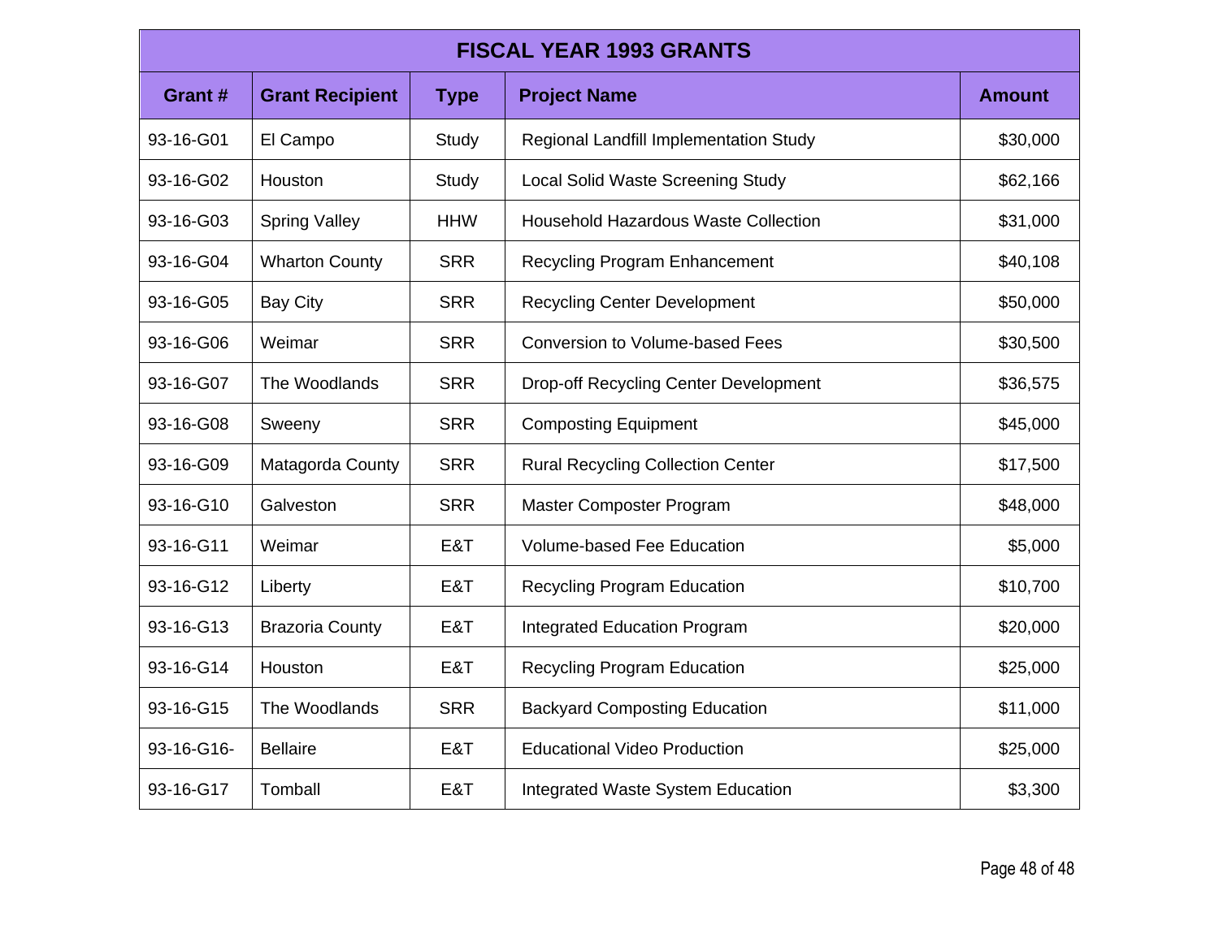| FISCAL YEAR 1993 GRANTS | | | | |
|---|---|---|---|---|
| **Grant #** | **Grant Recipient** | **Type** | **Project Name** | **Amount** |
| 93-16-G01 | El Campo | Study | Regional Landfill Implementation Study | $30,000 |
| 93-16-G02 | Houston | Study | Local Solid Waste Screening Study | $62,166 |
| 93-16-G03 | Spring Valley | HHW | Household Hazardous Waste Collection | $31,000 |
| 93-16-G04 | Wharton County | SRR | Recycling Program Enhancement | $40,108 |
| 93-16-G05 | Bay City | SRR | Recycling Center Development | $50,000 |
| 93-16-G06 | Weimar | SRR | Conversion to Volume-based Fees | $30,500 |
| 93-16-G07 | The Woodlands | SRR | Drop-off Recycling Center Development | $36,575 |
| 93-16-G08 | Sweeny | SRR | Composting Equipment | $45,000 |
| 93-16-G09 | Matagorda County | SRR | Rural Recycling Collection Center | $17,500 |
| 93-16-G10 | Galveston | SRR | Master Composter Program | $48,000 |
| 93-16-G11 | Weimar | E&T | Volume-based Fee Education | $5,000 |
| 93-16-G12 | Liberty | E&T | Recycling Program Education | $10,700 |
| 93-16-G13 | Brazoria County | E&T | Integrated Education Program | $20,000 |
| 93-16-G14 | Houston | E&T | Recycling Program Education | $25,000 |
| 93-16-G15 | The Woodlands | SRR | Backyard Composting Education | $11,000 |
| 93-16-G16- | Bellaire | E&T | Educational Video Production | $25,000 |
| 93-16-G17 | Tomball | E&T | Integrated Waste System Education | $3,300 |